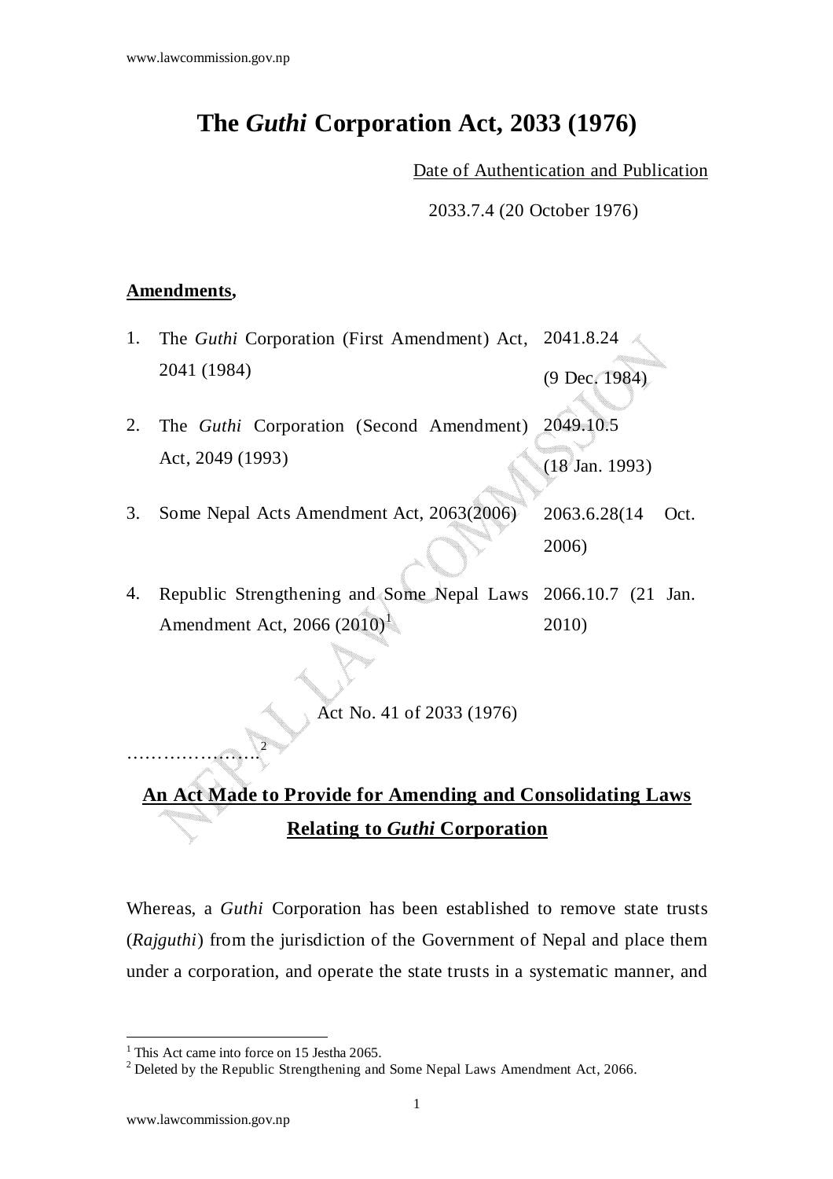# The *Guthi* Corporation Act, 2033 (1976)

Date of Authentication and Publication

2033.7.4 (20 October 1976)

**Amendments,**

| | | |
|---|---|---|
| 1. | The *Guthi* Corporation (First Amendment) Act, 2041 (1984) | 2041.8.24 (9 Dec. 1984) |
| 2. | The *Guthi* Corporation (Second Amendment) Act, 2049 (1993) | 2049.10.5 (18 Jan. 1993) |
| 3. | Some Nepal Acts Amendment Act, 2063(2006) | 2063.6.28(14 Oct. 2006) |
| 4. | Republic Strengthening and Some Nepal Laws Amendment Act, 2066 (2010)[1] | 2066.10.7 (21 Jan. 2010) |

Act No. 41 of 2033 (1976)

…………………[2]

## An Act Made to Provide for Amending and Consolidating Laws Relating to *Guthi* Corporation

Whereas, a *Guthi* Corporation has been established to remove state trusts (*Rajguthi*) from the jurisdiction of the Government of Nepal and place them under a corporation, and operate the state trusts in a systematic manner, and

[1] This Act came into force on 15 Jestha 2065.

[2] Deleted by the Republic Strengthening and Some Nepal Laws Amendment Act, 2066.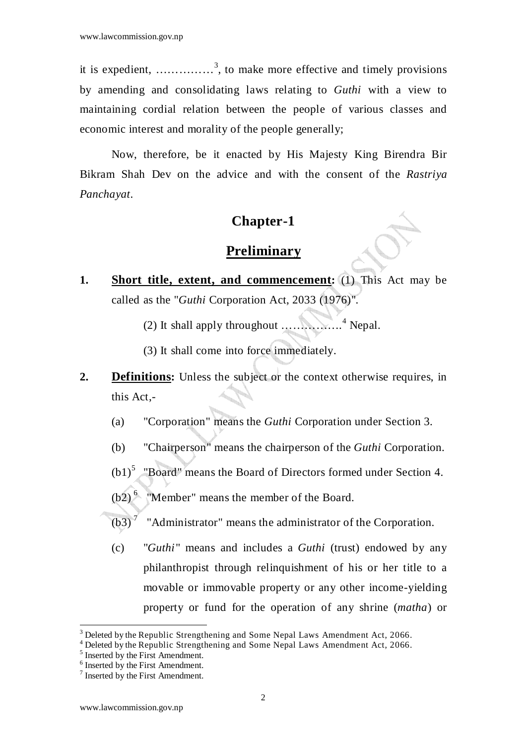it is expedient, ……………[3], to make more effective and timely provisions by amending and consolidating laws relating to *Guthi* with a view to maintaining cordial relation between the people of various classes and economic interest and morality of the people generally;

Now, therefore, be it enacted by His Majesty King Birendra Bir Bikram Shah Dev on the advice and with the consent of the *Rastriya Panchayat*.

## Chapter-1

## Preliminary

**1. Short title, extent, and commencement:** (1) This Act may be called as the "*Guthi* Corporation Act, 2033 (1976)".

(2) It shall apply throughout …………….[4] Nepal.

(3) It shall come into force immediately.

**2. Definitions:** Unless the subject or the context otherwise requires, in this Act,-

(a) "Corporation" means the *Guthi* Corporation under Section 3.

(b) "Chairperson" means the chairperson of the *Guthi* Corporation.

(b1)[5] "Board" means the Board of Directors formed under Section 4.

(b2)[6] "Member" means the member of the Board.

(b3)[7] "Administrator" means the administrator of the Corporation.

(c) "*Guthi*" means and includes a *Guthi* (trust) endowed by any philanthropist through relinquishment of his or her title to a movable or immovable property or any other income-yielding property or fund for the operation of any shrine (*matha*) or

---

[3] Deleted by the Republic Strengthening and Some Nepal Laws Amendment Act, 2066.

[4] Deleted by the Republic Strengthening and Some Nepal Laws Amendment Act, 2066.

[5] Inserted by the First Amendment.

[6] Inserted by the First Amendment.

[7] Inserted by the First Amendment.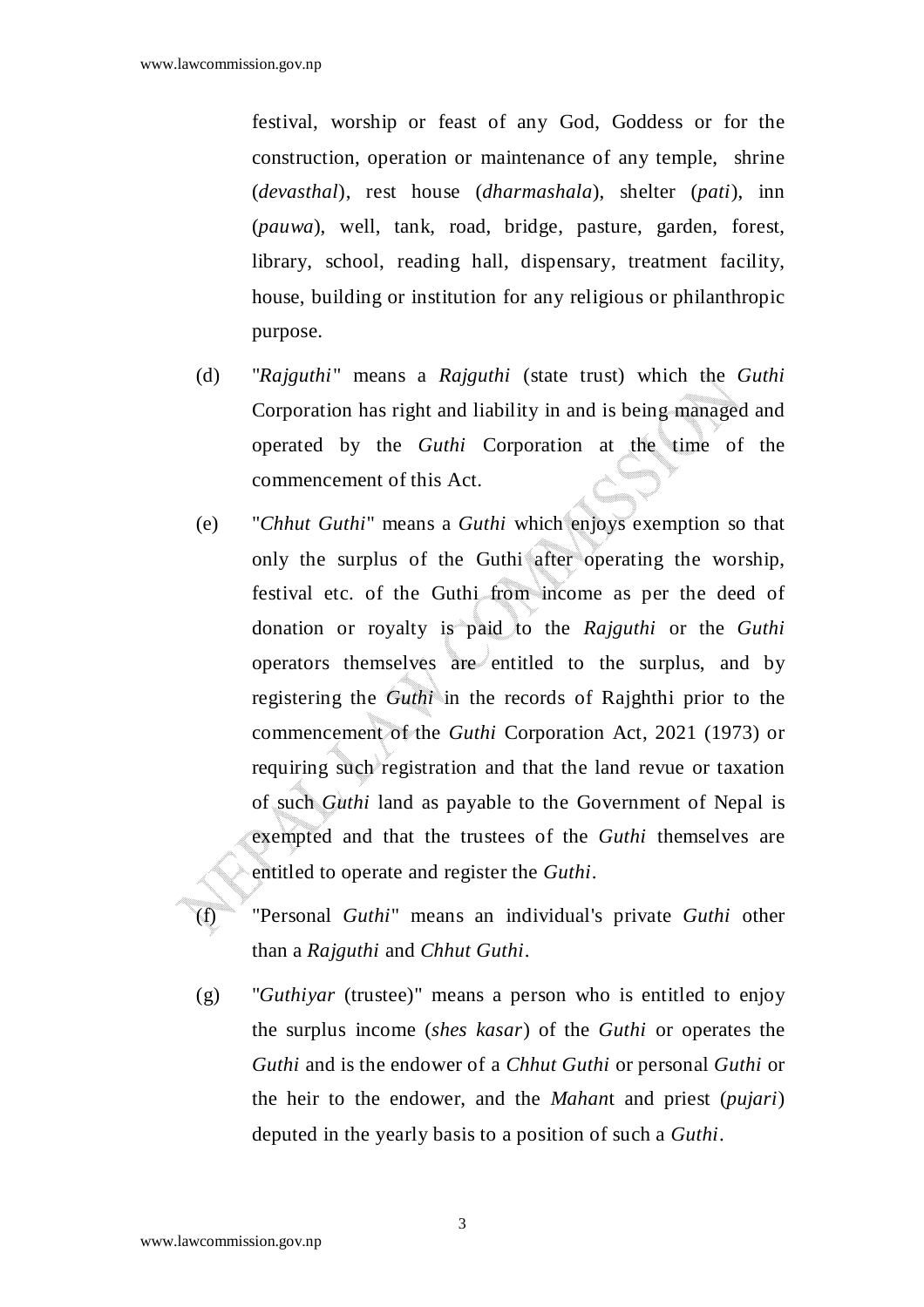festival, worship or feast of any God, Goddess or for the construction, operation or maintenance of any temple, shrine (*devasthal*), rest house (*dharmashala*), shelter (*pati*), inn (*pauwa*), well, tank, road, bridge, pasture, garden, forest, library, school, reading hall, dispensary, treatment facility, house, building or institution for any religious or philanthropic purpose.

(d) "*Rajguthi*" means a *Rajguthi* (state trust) which the *Guthi* Corporation has right and liability in and is being managed and operated by the *Guthi* Corporation at the time of the commencement of this Act.

(e) "*Chhut Guthi*" means a *Guthi* which enjoys exemption so that only the surplus of the Guthi after operating the worship, festival etc. of the Guthi from income as per the deed of donation or royalty is paid to the *Rajguthi* or the *Guthi* operators themselves are entitled to the surplus, and by registering the *Guthi* in the records of Rajghthi prior to the commencement of the *Guthi* Corporation Act, 2021 (1973) or requiring such registration and that the land revue or taxation of such *Guthi* land as payable to the Government of Nepal is exempted and that the trustees of the *Guthi* themselves are entitled to operate and register the *Guthi*.

(f) "Personal *Guthi*" means an individual's private *Guthi* other than a *Rajguthi* and *Chhut Guthi*.

(g) "*Guthiyar* (trustee)" means a person who is entitled to enjoy the surplus income (*shes kasar*) of the *Guthi* or operates the *Guthi* and is the endower of a *Chhut Guthi* or personal *Guthi* or the heir to the endower, and the *Mahan*t and priest (*pujari*) deputed in the yearly basis to a position of such a *Guthi*.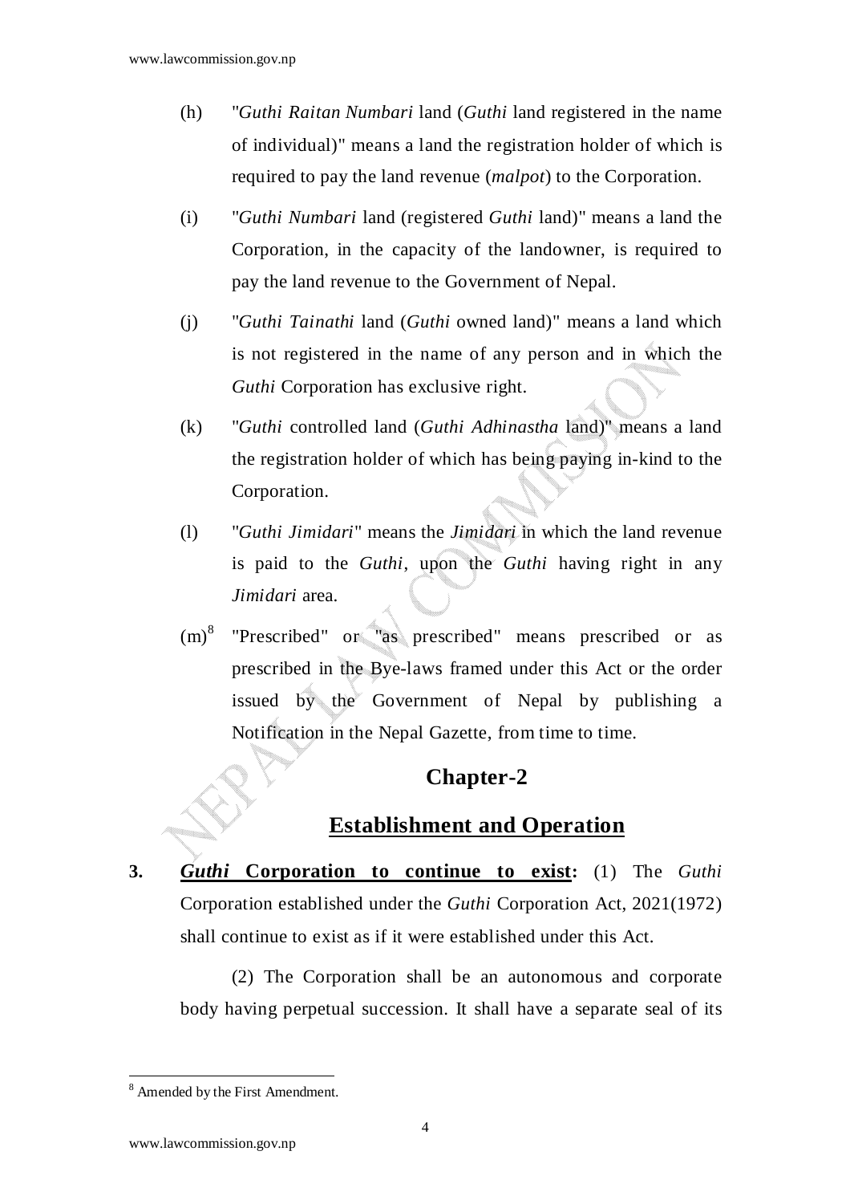(h) "*Guthi Raitan Numbari* land (*Guthi* land registered in the name of individual)" means a land the registration holder of which is required to pay the land revenue (*malpot*) to the Corporation.

(i) "*Guthi Numbari* land (registered *Guthi* land)" means a land the Corporation, in the capacity of the landowner, is required to pay the land revenue to the Government of Nepal.

(j) "*Guthi Tainathi* land (*Guthi* owned land)" means a land which is not registered in the name of any person and in which the *Guthi* Corporation has exclusive right.

(k) "*Guthi* controlled land (*Guthi Adhinastha* land)" means a land the registration holder of which has being paying in-kind to the Corporation.

(l) "*Guthi Jimidari*" means the *Jimidari* in which the land revenue is paid to the *Guthi*, upon the *Guthi* having right in any *Jimidari* area.

(m)[8] "Prescribed" or "as prescribed" means prescribed or as prescribed in the Bye-laws framed under this Act or the order issued by the Government of Nepal by publishing a Notification in the Nepal Gazette, from time to time.

## Chapter-2

## Establishment and Operation

**3. *Guthi* Corporation to continue to exist:** (1) The *Guthi* Corporation established under the *Guthi* Corporation Act, 2021(1972) shall continue to exist as if it were established under this Act.

(2) The Corporation shall be an autonomous and corporate body having perpetual succession. It shall have a separate seal of its

---

[8] Amended by the First Amendment.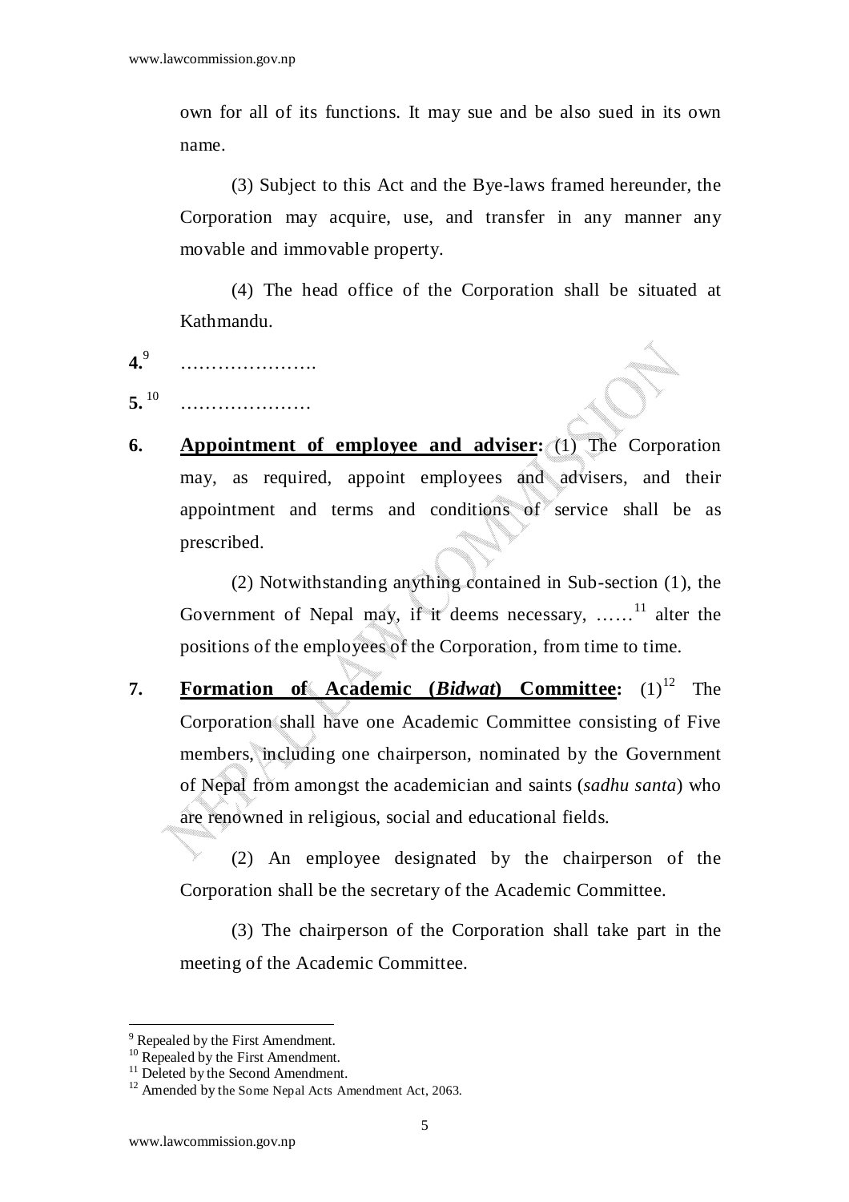own for all of its functions. It may sue and be also sued in its own name.

(3) Subject to this Act and the Bye-laws framed hereunder, the Corporation may acquire, use, and transfer in any manner any movable and immovable property.

(4) The head office of the Corporation shall be situated at Kathmandu.

**4.**[9] ………………….

**5.**[10] …………………

**6.** **Appointment of employee and adviser:** (1) The Corporation may, as required, appoint employees and advisers, and their appointment and terms and conditions of service shall be as prescribed.

(2) Notwithstanding anything contained in Sub-section (1), the Government of Nepal may, if it deems necessary, ……[11] alter the positions of the employees of the Corporation, from time to time.

**7.** **Formation of Academic (*Bidwat*) Committee:** (1)[12] The Corporation shall have one Academic Committee consisting of Five members, including one chairperson, nominated by the Government of Nepal from amongst the academician and saints (*sadhu santa*) who are renowned in religious, social and educational fields.

(2) An employee designated by the chairperson of the Corporation shall be the secretary of the Academic Committee.

(3) The chairperson of the Corporation shall take part in the meeting of the Academic Committee.

---

[9] Repealed by the First Amendment.

[10] Repealed by the First Amendment.

[11] Deleted by the Second Amendment.

[12] Amended by the Some Nepal Acts Amendment Act, 2063.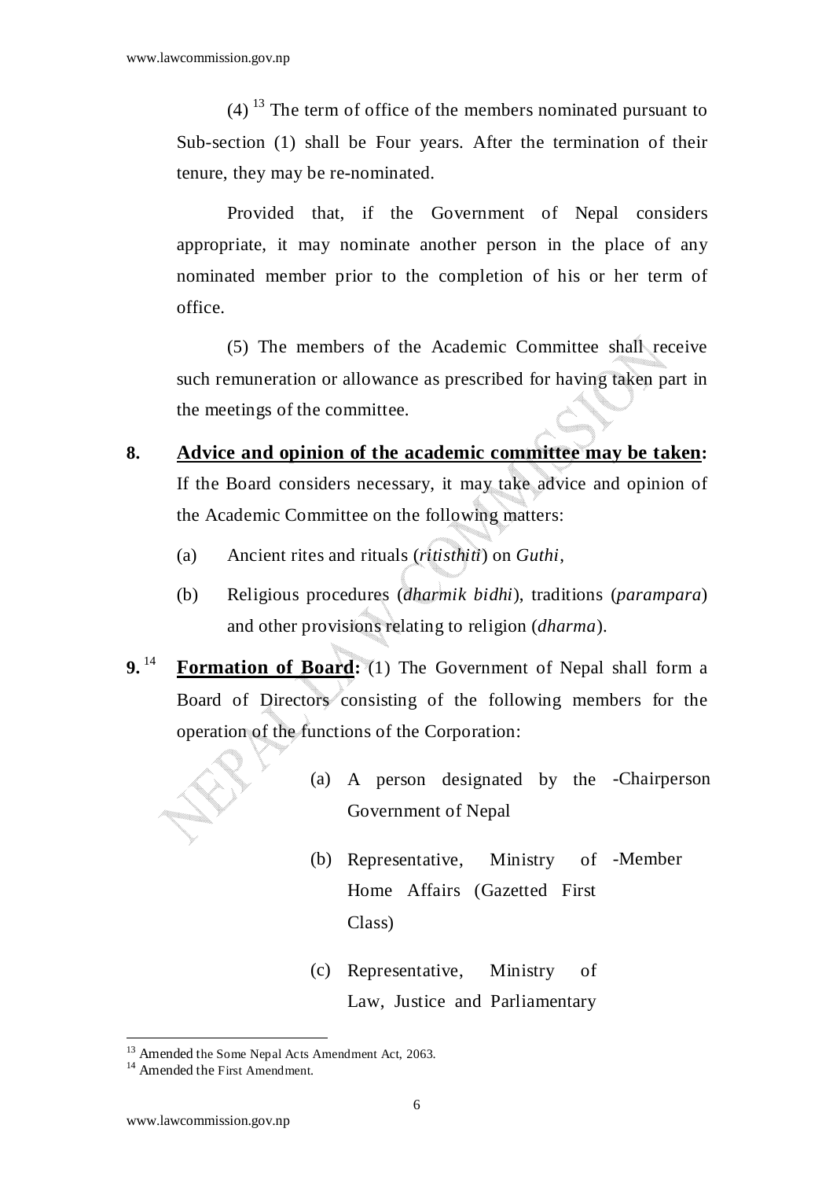(4) [13] The term of office of the members nominated pursuant to Sub-section (1) shall be Four years. After the termination of their tenure, they may be re-nominated.

Provided that, if the Government of Nepal considers appropriate, it may nominate another person in the place of any nominated member prior to the completion of his or her term of office.

(5) The members of the Academic Committee shall receive such remuneration or allowance as prescribed for having taken part in the meetings of the committee.

**8. <u>Advice and opinion of the academic committee may be taken</u>:** If the Board considers necessary, it may take advice and opinion of the Academic Committee on the following matters:

(a) Ancient rites and rituals (*ritisthiti*) on *Guthi*,

(b) Religious procedures (*dharmik bidhi*), traditions (*parampara*) and other provisions relating to religion (*dharma*).

**9.** [14] **<u>Formation of Board</u>:** (1) The Government of Nepal shall form a Board of Directors consisting of the following members for the operation of the functions of the Corporation:

(a) A person designated by the Government of Nepal -Chairperson

(b) Representative, Ministry of Home Affairs (Gazetted First Class) -Member

(c) Representative, Ministry of Law, Justice and Parliamentary

---

[13] Amended the Some Nepal Acts Amendment Act, 2063.

[14] Amended the First Amendment.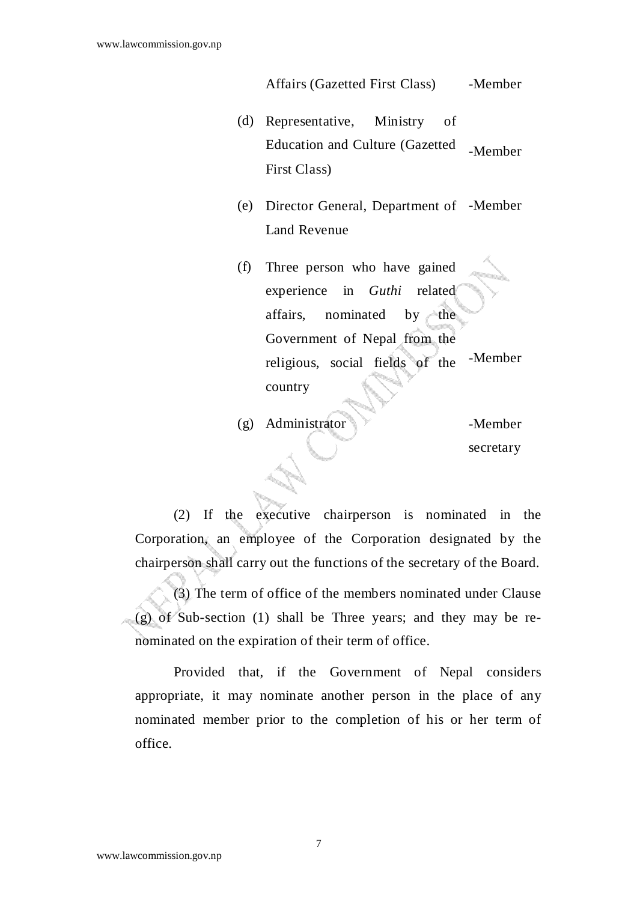Affairs (Gazetted First Class) -Member

(d) Representative, Ministry of Education and Culture (Gazetted First Class) -Member

(e) Director General, Department of Land Revenue -Member

(f) Three person who have gained experience in *Guthi* related affairs, nominated by the Government of Nepal from the religious, social fields of the country -Member

(g) Administrator -Member secretary

(2) If the executive chairperson is nominated in the Corporation, an employee of the Corporation designated by the chairperson shall carry out the functions of the secretary of the Board.

(3) The term of office of the members nominated under Clause (g) of Sub-section (1) shall be Three years; and they may be re-nominated on the expiration of their term of office.

Provided that, if the Government of Nepal considers appropriate, it may nominate another person in the place of any nominated member prior to the completion of his or her term of office.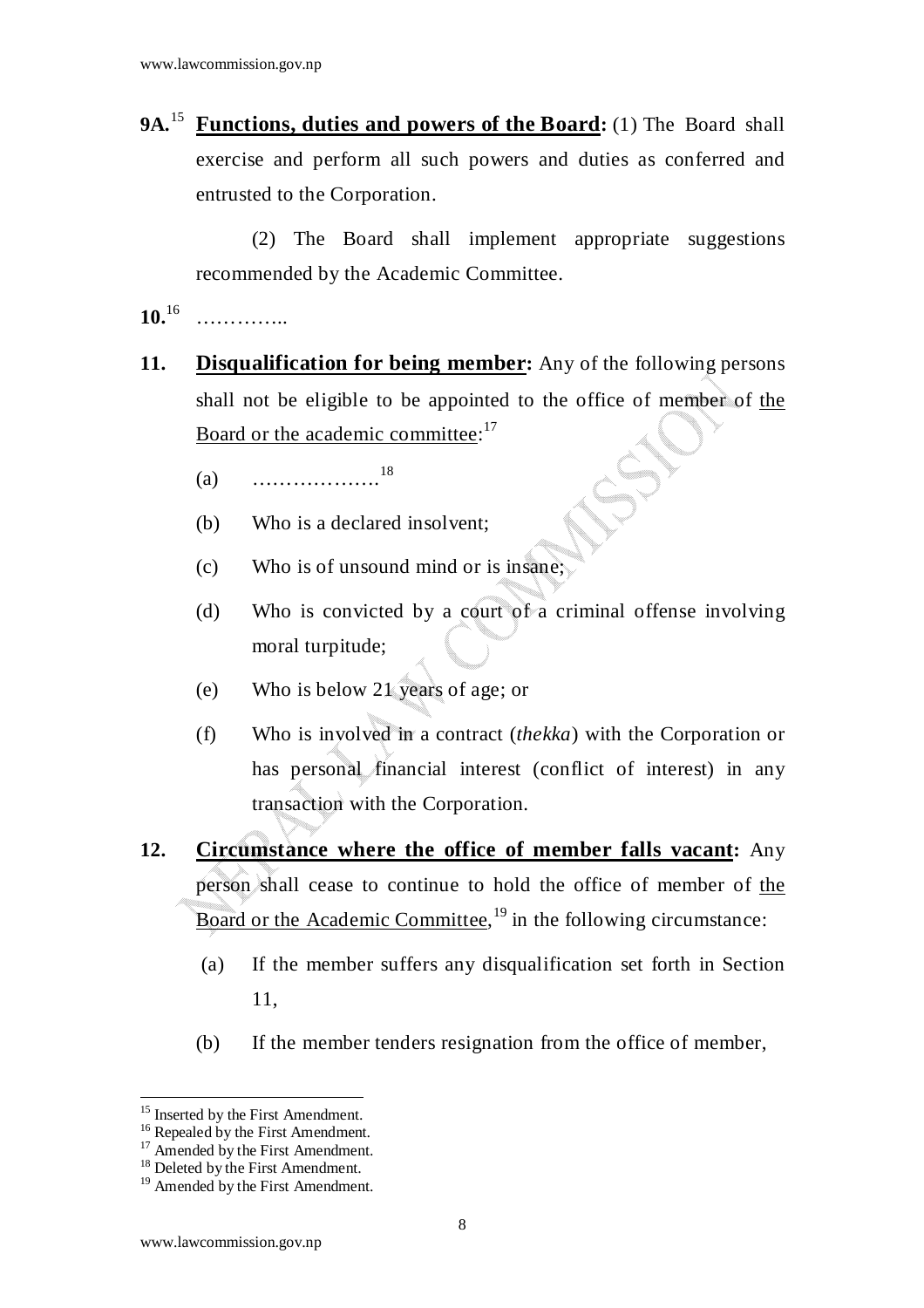**9A.**[15] **Functions, duties and powers of the Board:** (1) The Board shall exercise and perform all such powers and duties as conferred and entrusted to the Corporation.

(2) The Board shall implement appropriate suggestions recommended by the Academic Committee.

**10.**[16] …………..

**11.** **Disqualification for being member:** Any of the following persons shall not be eligible to be appointed to the office of member of the Board or the academic committee:[17]

(a) ……………….[18]

(b) Who is a declared insolvent;

(c) Who is of unsound mind or is insane;

(d) Who is convicted by a court of a criminal offense involving moral turpitude;

(e) Who is below 21 years of age; or

(f) Who is involved in a contract (*thekka*) with the Corporation or has personal financial interest (conflict of interest) in any transaction with the Corporation.

**12.** **Circumstance where the office of member falls vacant:** Any person shall cease to continue to hold the office of member of the Board or the Academic Committee,[19] in the following circumstance:

(a) If the member suffers any disqualification set forth in Section 11,

(b) If the member tenders resignation from the office of member,

---

[15] Inserted by the First Amendment.
[16] Repealed by the First Amendment.
[17] Amended by the First Amendment.
[18] Deleted by the First Amendment.
[19] Amended by the First Amendment.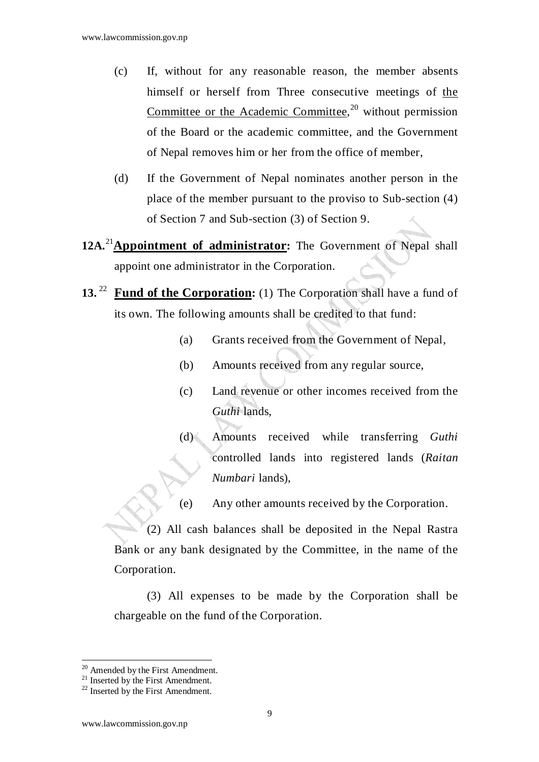(c) If, without for any reasonable reason, the member absents himself or herself from Three consecutive meetings of <u>the Committee or the Academic Committee</u>,[20] without permission of the Board or the academic committee, and the Government of Nepal removes him or her from the office of member,

(d) If the Government of Nepal nominates another person in the place of the member pursuant to the proviso to Sub-section (4) of Section 7 and Sub-section (3) of Section 9.

**12A.**[21]**<u>Appointment of administrator</u>:** The Government of Nepal shall appoint one administrator in the Corporation.

**13.**[22] **<u>Fund of the Corporation</u>:** (1) The Corporation shall have a fund of its own. The following amounts shall be credited to that fund:

(a) Grants received from the Government of Nepal,

(b) Amounts received from any regular source,

(c) Land revenue or other incomes received from the *Guthi* lands,

(d) Amounts received while transferring *Guthi* controlled lands into registered lands (*Raitan Numbari* lands),

(e) Any other amounts received by the Corporation.

(2) All cash balances shall be deposited in the Nepal Rastra Bank or any bank designated by the Committee, in the name of the Corporation.

(3) All expenses to be made by the Corporation shall be chargeable on the fund of the Corporation.

---

[20] Amended by the First Amendment.
[21] Inserted by the First Amendment.
[22] Inserted by the First Amendment.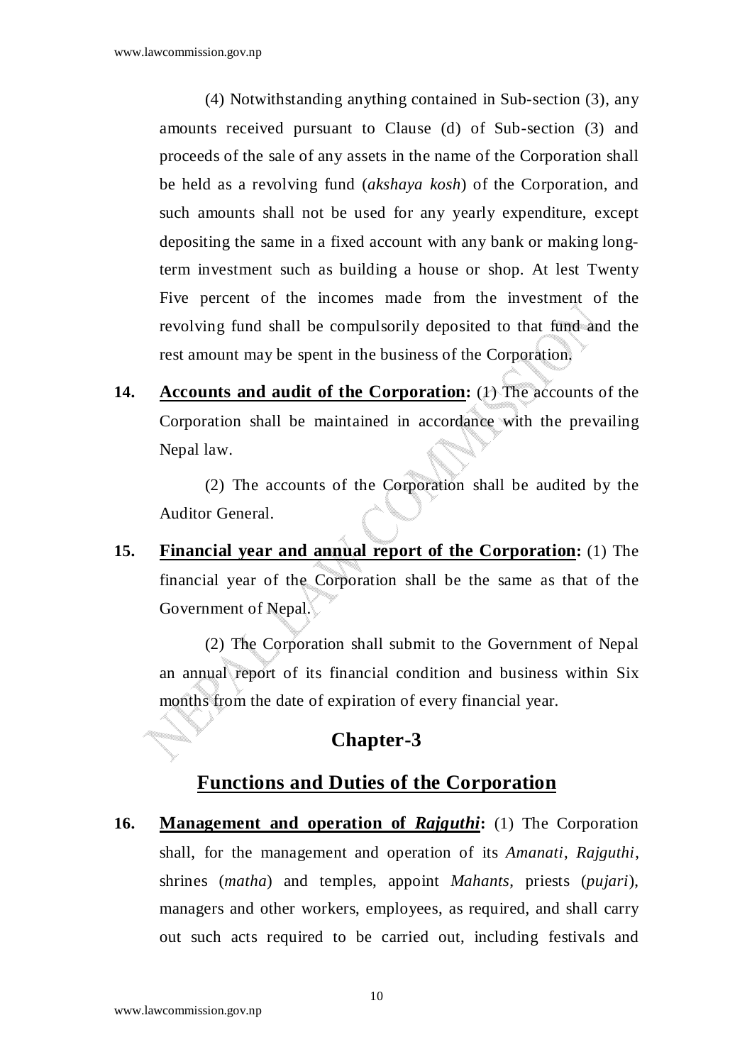(4) Notwithstanding anything contained in Sub-section (3), any amounts received pursuant to Clause (d) of Sub-section (3) and proceeds of the sale of any assets in the name of the Corporation shall be held as a revolving fund (*akshaya kosh*) of the Corporation, and such amounts shall not be used for any yearly expenditure, except depositing the same in a fixed account with any bank or making long-term investment such as building a house or shop. At lest Twenty Five percent of the incomes made from the investment of the revolving fund shall be compulsorily deposited to that fund and the rest amount may be spent in the business of the Corporation.

**14. <u>Accounts and audit of the Corporation</u>:** (1) The accounts of the Corporation shall be maintained in accordance with the prevailing Nepal law.

(2) The accounts of the Corporation shall be audited by the Auditor General.

**15. <u>Financial year and annual report of the Corporation</u>:** (1) The financial year of the Corporation shall be the same as that of the Government of Nepal.

(2) The Corporation shall submit to the Government of Nepal an annual report of its financial condition and business within Six months from the date of expiration of every financial year.

## Chapter-3

## Functions and Duties of the Corporation

**16. <u>Management and operation of *Rajguthi*</u>:** (1) The Corporation shall, for the management and operation of its *Amanati*, *Rajguthi*, shrines (*matha*) and temples, appoint *Mahants*, priests (*pujari*), managers and other workers, employees, as required, and shall carry out such acts required to be carried out, including festivals and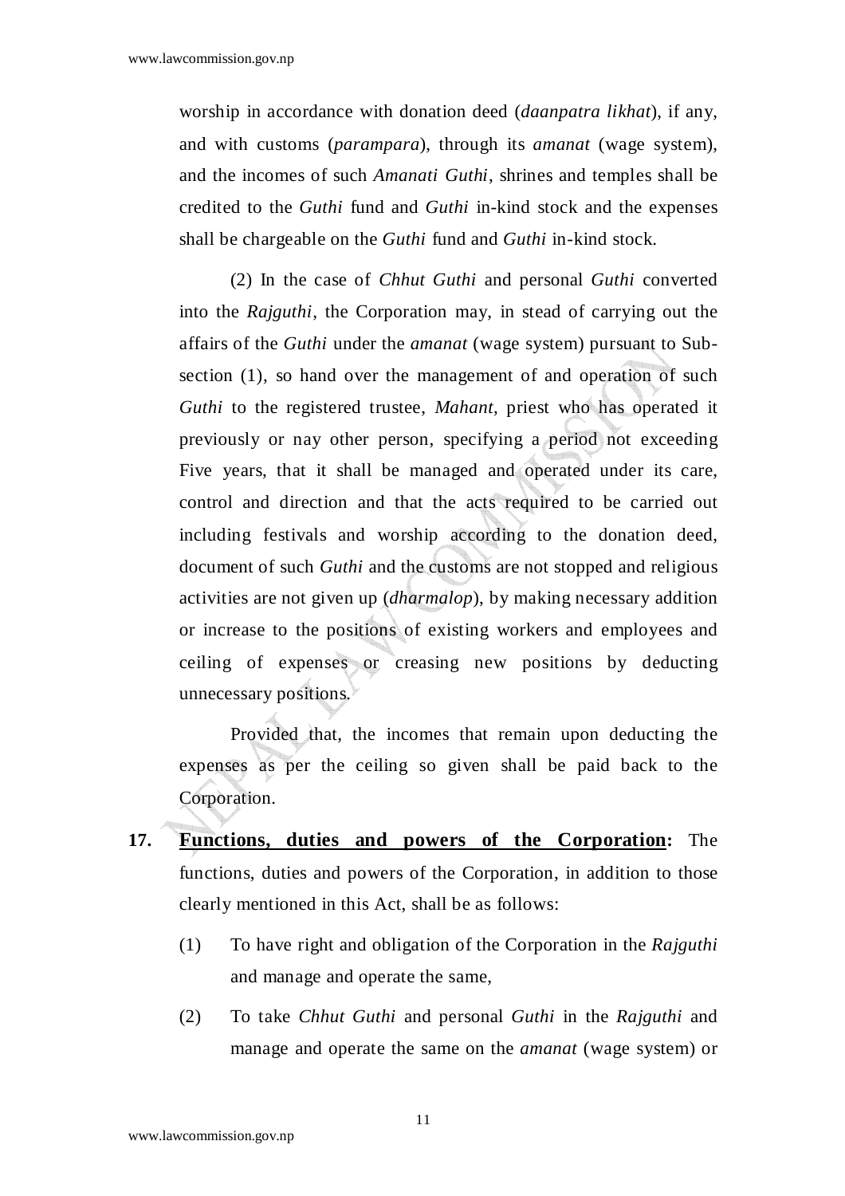worship in accordance with donation deed (*daanpatra likhat*), if any, and with customs (*parampara*), through its *amanat* (wage system), and the incomes of such *Amanati Guthi*, shrines and temples shall be credited to the *Guthi* fund and *Guthi* in-kind stock and the expenses shall be chargeable on the *Guthi* fund and *Guthi* in-kind stock.

(2) In the case of *Chhut Guthi* and personal *Guthi* converted into the *Rajguthi*, the Corporation may, in stead of carrying out the affairs of the *Guthi* under the *amanat* (wage system) pursuant to Sub-section (1), so hand over the management of and operation of such *Guthi* to the registered trustee, *Mahant*, priest who has operated it previously or nay other person, specifying a period not exceeding Five years, that it shall be managed and operated under its care, control and direction and that the acts required to be carried out including festivals and worship according to the donation deed, document of such *Guthi* and the customs are not stopped and religious activities are not given up (*dharmalop*), by making necessary addition or increase to the positions of existing workers and employees and ceiling of expenses or creasing new positions by deducting unnecessary positions.

Provided that, the incomes that remain upon deducting the expenses as per the ceiling so given shall be paid back to the Corporation.

**17. Functions, duties and powers of the Corporation:** The functions, duties and powers of the Corporation, in addition to those clearly mentioned in this Act, shall be as follows:

(1) To have right and obligation of the Corporation in the *Rajguthi* and manage and operate the same,

(2) To take *Chhut Guthi* and personal *Guthi* in the *Rajguthi* and manage and operate the same on the *amanat* (wage system) or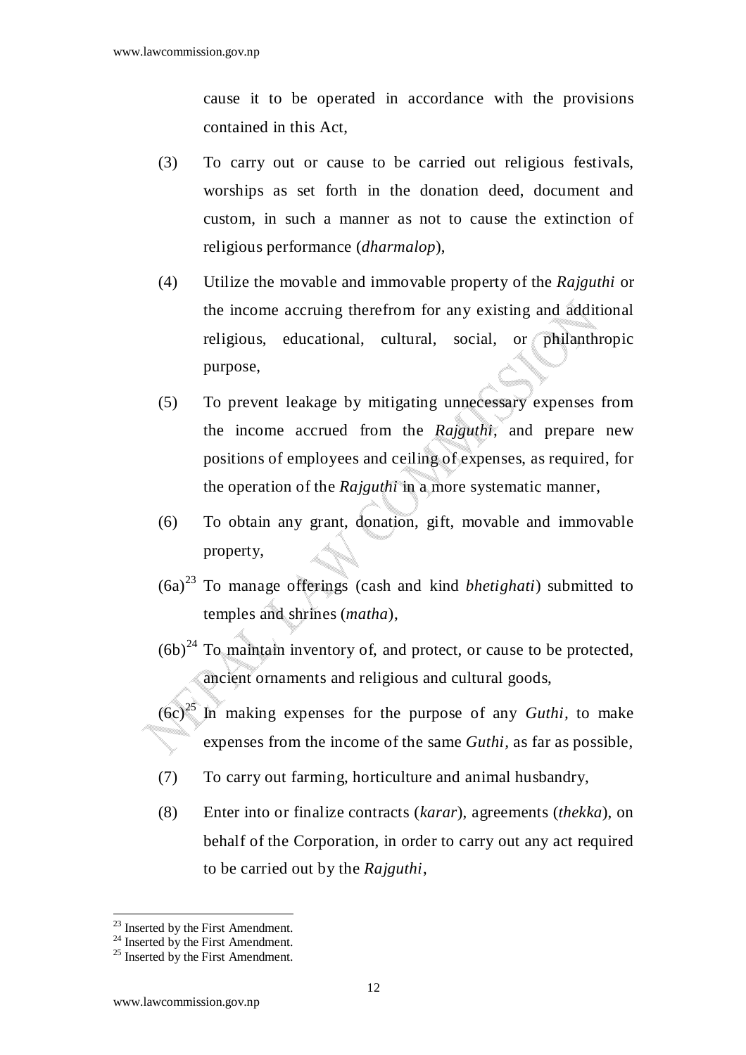cause it to be operated in accordance with the provisions contained in this Act,

(3) To carry out or cause to be carried out religious festivals, worships as set forth in the donation deed, document and custom, in such a manner as not to cause the extinction of religious performance (*dharmalop*),

(4) Utilize the movable and immovable property of the *Rajguthi* or the income accruing therefrom for any existing and additional religious, educational, cultural, social, or philanthropic purpose,

(5) To prevent leakage by mitigating unnecessary expenses from the income accrued from the *Rajguthi*, and prepare new positions of employees and ceiling of expenses, as required, for the operation of the *Rajguthi* in a more systematic manner,

(6) To obtain any grant, donation, gift, movable and immovable property,

(6a)[23] To manage offerings (cash and kind *bhetighati*) submitted to temples and shrines (*matha*),

(6b)[24] To maintain inventory of, and protect, or cause to be protected, ancient ornaments and religious and cultural goods,

(6c)[25] In making expenses for the purpose of any *Guthi*, to make expenses from the income of the same *Guthi*, as far as possible,

(7) To carry out farming, horticulture and animal husbandry,

(8) Enter into or finalize contracts (*karar*), agreements (*thekka*), on behalf of the Corporation, in order to carry out any act required to be carried out by the *Rajguthi*,

---

[23] Inserted by the First Amendment.
[24] Inserted by the First Amendment.
[25] Inserted by the First Amendment.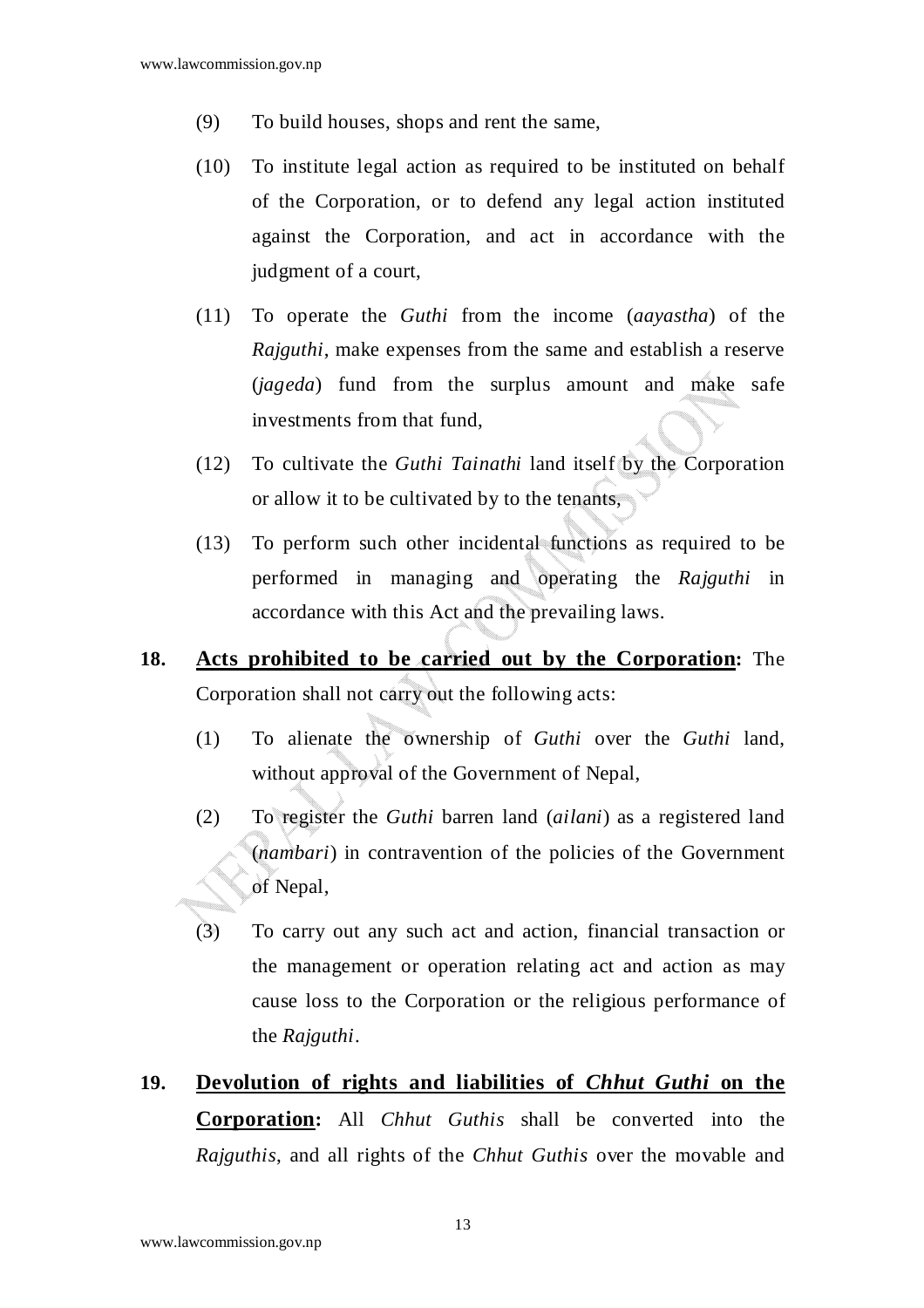(9) To build houses, shops and rent the same,

(10) To institute legal action as required to be instituted on behalf of the Corporation, or to defend any legal action instituted against the Corporation, and act in accordance with the judgment of a court,

(11) To operate the *Guthi* from the income (*aayastha*) of the *Rajguthi*, make expenses from the same and establish a reserve (*jageda*) fund from the surplus amount and make safe investments from that fund,

(12) To cultivate the *Guthi Tainathi* land itself by the Corporation or allow it to be cultivated by to the tenants,

(13) To perform such other incidental functions as required to be performed in managing and operating the *Rajguthi* in accordance with this Act and the prevailing laws.

**18. <u>Acts prohibited to be carried out by the Corporation</u>:** The Corporation shall not carry out the following acts:

(1) To alienate the ownership of *Guthi* over the *Guthi* land, without approval of the Government of Nepal,

(2) To register the *Guthi* barren land (*ailani*) as a registered land (*nambari*) in contravention of the policies of the Government of Nepal,

(3) To carry out any such act and action, financial transaction or the management or operation relating act and action as may cause loss to the Corporation or the religious performance of the *Rajguthi*.

**19. <u>Devolution of rights and liabilities of *Chhut Guthi* on the Corporation</u>:** All *Chhut Guthis* shall be converted into the *Rajguthis*, and all rights of the *Chhut Guthis* over the movable and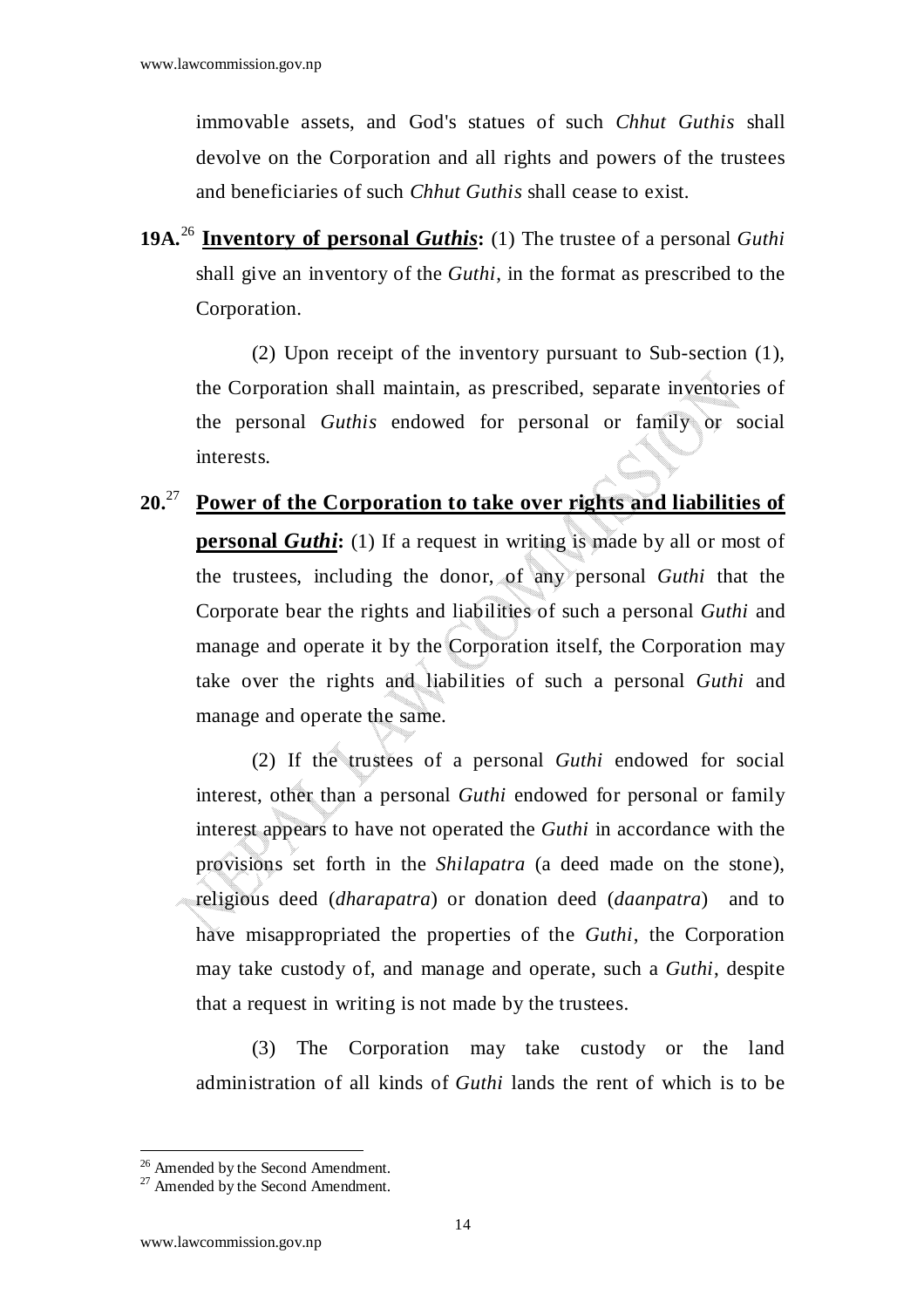immovable assets, and God's statues of such *Chhut Guthis* shall devolve on the Corporation and all rights and powers of the trustees and beneficiaries of such *Chhut Guthis* shall cease to exist.

**19A.**[26] **Inventory of personal *Guthis*:** (1) The trustee of a personal *Guthi* shall give an inventory of the *Guthi*, in the format as prescribed to the Corporation.

(2) Upon receipt of the inventory pursuant to Sub-section (1), the Corporation shall maintain, as prescribed, separate inventories of the personal *Guthis* endowed for personal or family or social interests.

**20.**[27] **Power of the Corporation to take over rights and liabilities of personal *Guthi*:** (1) If a request in writing is made by all or most of the trustees, including the donor, of any personal *Guthi* that the Corporate bear the rights and liabilities of such a personal *Guthi* and manage and operate it by the Corporation itself, the Corporation may take over the rights and liabilities of such a personal *Guthi* and manage and operate the same.

(2) If the trustees of a personal *Guthi* endowed for social interest, other than a personal *Guthi* endowed for personal or family interest appears to have not operated the *Guthi* in accordance with the provisions set forth in the *Shilapatra* (a deed made on the stone), religious deed (*dharapatra*) or donation deed (*daanpatra*) and to have misappropriated the properties of the *Guthi*, the Corporation may take custody of, and manage and operate, such a *Guthi*, despite that a request in writing is not made by the trustees.

(3) The Corporation may take custody or the land administration of all kinds of *Guthi* lands the rent of which is to be

---

[26] Amended by the Second Amendment.

[27] Amended by the Second Amendment.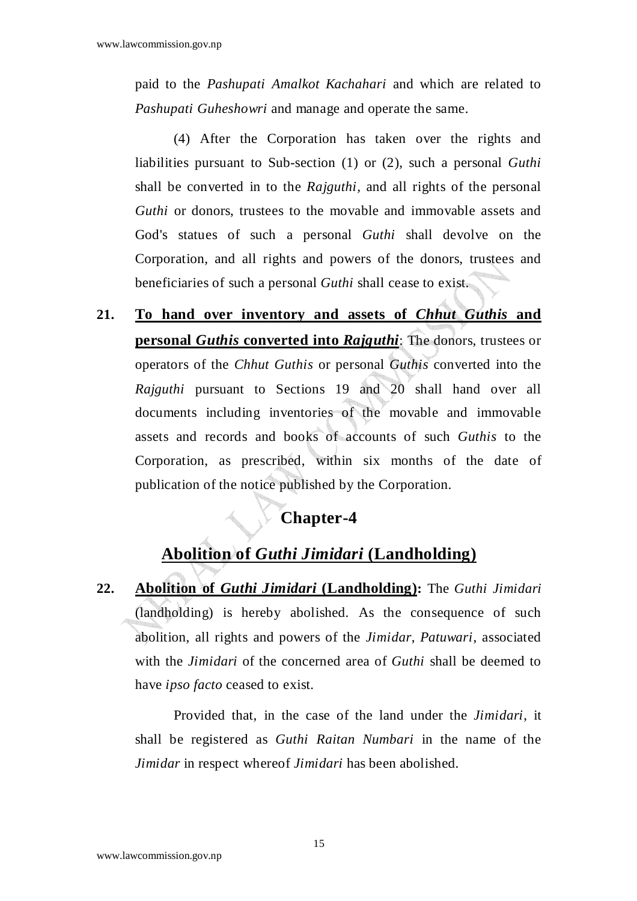paid to the *Pashupati Amalkot Kachahari* and which are related to *Pashupati Guheshowri* and manage and operate the same.

(4) After the Corporation has taken over the rights and liabilities pursuant to Sub-section (1) or (2), such a personal *Guthi* shall be converted in to the *Rajguthi,* and all rights of the personal *Guthi* or donors, trustees to the movable and immovable assets and God's statues of such a personal *Guthi* shall devolve on the Corporation, and all rights and powers of the donors, trustees and beneficiaries of such a personal *Guthi* shall cease to exist.

**21. To hand over inventory and assets of *Chhut Guthis* and personal *Guthis* converted into *Rajguthi***: The donors, trustees or operators of the *Chhut Guthis* or personal *Guthis* converted into the *Rajguthi* pursuant to Sections 19 and 20 shall hand over all documents including inventories of the movable and immovable assets and records and books of accounts of such *Guthis* to the Corporation, as prescribed, within six months of the date of publication of the notice published by the Corporation.

## Chapter-4

## Abolition of *Guthi Jimidari* (Landholding)

**22. Abolition of *Guthi Jimidari* (Landholding):** The *Guthi Jimidari* (landholding) is hereby abolished. As the consequence of such abolition, all rights and powers of the *Jimidar*, *Patuwari*, associated with the *Jimidari* of the concerned area of *Guthi* shall be deemed to have *ipso facto* ceased to exist.

Provided that, in the case of the land under the *Jimidari*, it shall be registered as *Guthi Raitan Numbari* in the name of the *Jimidar* in respect whereof *Jimidari* has been abolished.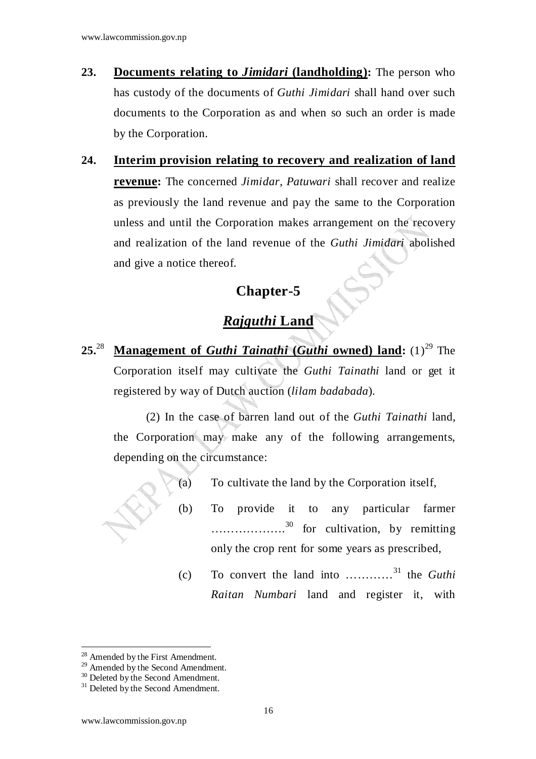**23.** **Documents relating to *Jimidari* (landholding):** The person who has custody of the documents of *Guthi Jimidari* shall hand over such documents to the Corporation as and when so such an order is made by the Corporation.

**24.** **Interim provision relating to recovery and realization of land revenue:** The concerned *Jimidar, Patuwari* shall recover and realize as previously the land revenue and pay the same to the Corporation unless and until the Corporation makes arrangement on the recovery and realization of the land revenue of the *Guthi Jimidari* abolished and give a notice thereof.

## Chapter-5

## *Rajguthi* Land

**25.**[28] **Management of *Guthi Tainathi* (*Guthi* owned) land:** (1)[29] The Corporation itself may cultivate the *Guthi Tainathi* land or get it registered by way of Dutch auction (*lilam badabada*).

(2) In the case of barren land out of the *Guthi Tainathi* land, the Corporation may make any of the following arrangements, depending on the circumstance:

(a) To cultivate the land by the Corporation itself,

(b) To provide it to any particular farmer ……………….[30] for cultivation, by remitting only the crop rent for some years as prescribed,

(c) To convert the land into …………[31] the *Guthi Raitan Numbari* land and register it, with

---

[28] Amended by the First Amendment.

[29] Amended by the Second Amendment.

[30] Deleted by the Second Amendment.

[31] Deleted by the Second Amendment.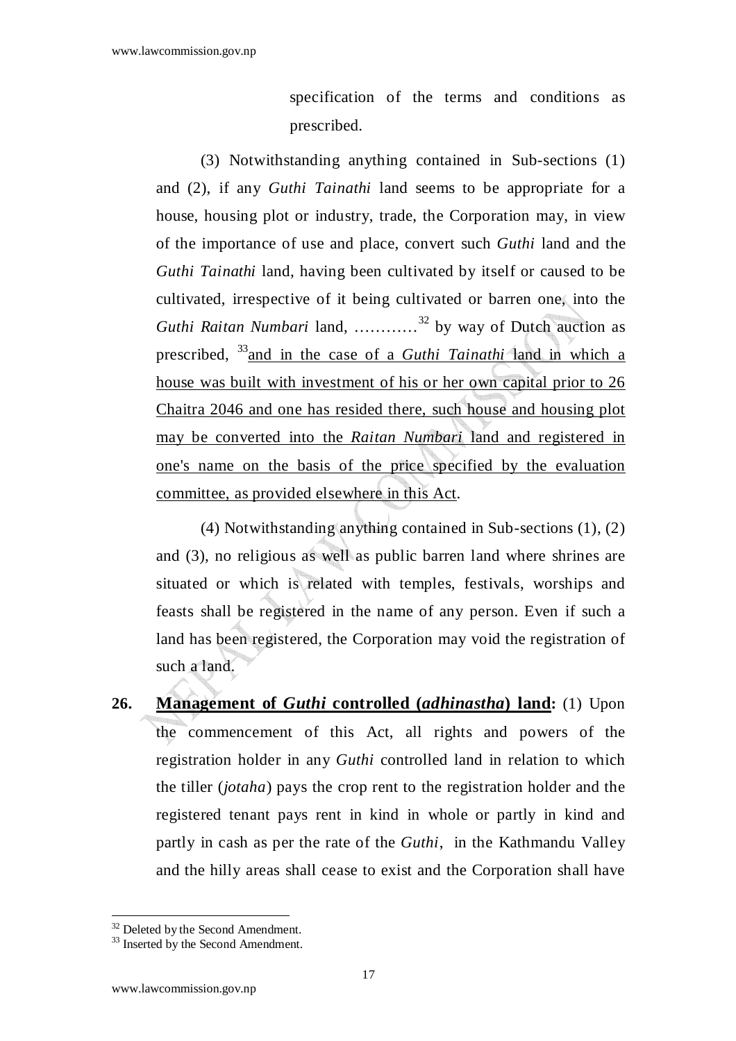specification of the terms and conditions as prescribed.

(3) Notwithstanding anything contained in Sub-sections (1) and (2), if any *Guthi Tainathi* land seems to be appropriate for a house, housing plot or industry, trade, the Corporation may, in view of the importance of use and place, convert such *Guthi* land and the *Guthi Tainathi* land, having been cultivated by itself or caused to be cultivated, irrespective of it being cultivated or barren one, into the *Guthi Raitan Numbari* land, …………[32] by way of Dutch auction as prescribed, [33]<u>and in the case of a *Guthi Tainathi* land in which a house was built with investment of his or her own capital prior to 26 Chaitra 2046 and one has resided there, such house and housing plot may be converted into the *Raitan Numbari* land and registered in one's name on the basis of the price specified by the evaluation committee, as provided elsewhere in this Act</u>.

(4) Notwithstanding anything contained in Sub-sections (1), (2) and (3), no religious as well as public barren land where shrines are situated or which is related with temples, festivals, worships and feasts shall be registered in the name of any person. Even if such a land has been registered, the Corporation may void the registration of such a land.

**26. <u>Management of *Guthi* controlled (*adhinastha*) land</u>:** (1) Upon the commencement of this Act, all rights and powers of the registration holder in any *Guthi* controlled land in relation to which the tiller (*jotaha*) pays the crop rent to the registration holder and the registered tenant pays rent in kind in whole or partly in kind and partly in cash as per the rate of the *Guthi*, in the Kathmandu Valley and the hilly areas shall cease to exist and the Corporation shall have

---

[32] Deleted by the Second Amendment.

[33] Inserted by the Second Amendment.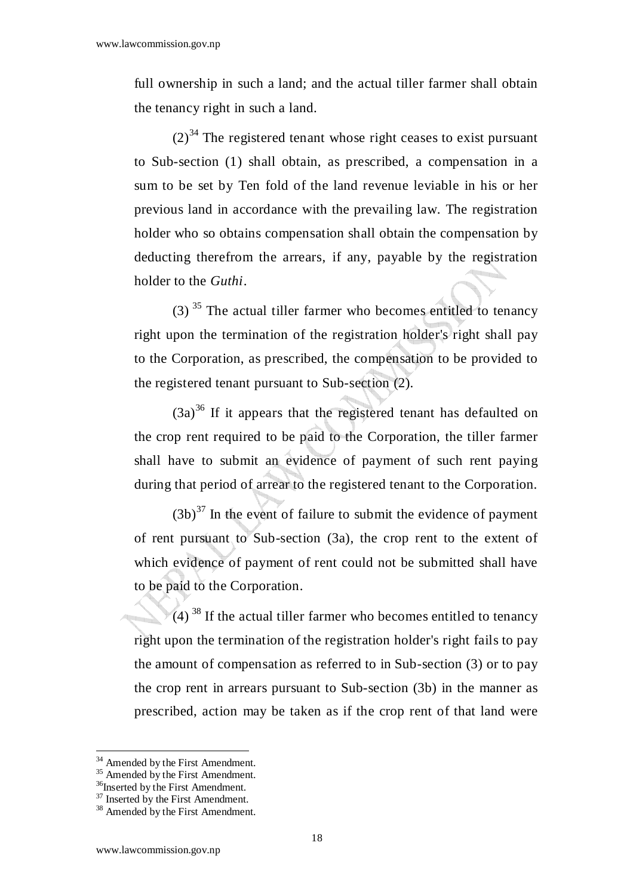full ownership in such a land; and the actual tiller farmer shall obtain the tenancy right in such a land.

(2)[34] The registered tenant whose right ceases to exist pursuant to Sub-section (1) shall obtain, as prescribed, a compensation in a sum to be set by Ten fold of the land revenue leviable in his or her previous land in accordance with the prevailing law. The registration holder who so obtains compensation shall obtain the compensation by deducting therefrom the arrears, if any, payable by the registration holder to the *Guthi*.

(3) [35] The actual tiller farmer who becomes entitled to tenancy right upon the termination of the registration holder's right shall pay to the Corporation, as prescribed, the compensation to be provided to the registered tenant pursuant to Sub-section (2).

(3a)[36] If it appears that the registered tenant has defaulted on the crop rent required to be paid to the Corporation, the tiller farmer shall have to submit an evidence of payment of such rent paying during that period of arrear to the registered tenant to the Corporation.

(3b)[37] In the event of failure to submit the evidence of payment of rent pursuant to Sub-section (3a), the crop rent to the extent of which evidence of payment of rent could not be submitted shall have to be paid to the Corporation.

(4) [38] If the actual tiller farmer who becomes entitled to tenancy right upon the termination of the registration holder's right fails to pay the amount of compensation as referred to in Sub-section (3) or to pay the crop rent in arrears pursuant to Sub-section (3b) in the manner as prescribed, action may be taken as if the crop rent of that land were

---

[34] Amended by the First Amendment.
[35] Amended by the First Amendment.
[36] Inserted by the First Amendment.
[37] Inserted by the First Amendment.
[38] Amended by the First Amendment.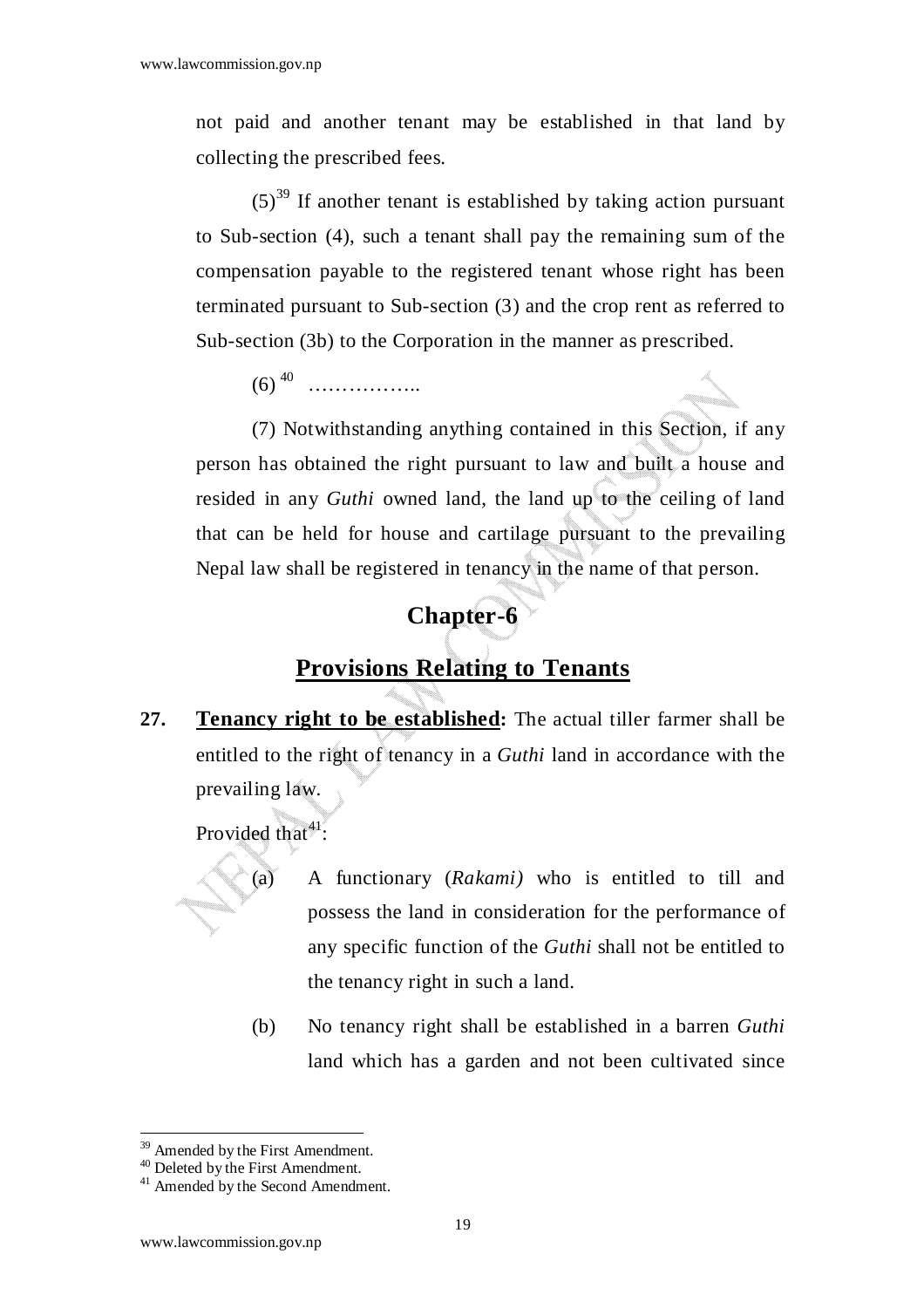not paid and another tenant may be established in that land by collecting the prescribed fees.

(5)[39] If another tenant is established by taking action pursuant to Sub-section (4), such a tenant shall pay the remaining sum of the compensation payable to the registered tenant whose right has been terminated pursuant to Sub-section (3) and the crop rent as referred to Sub-section (3b) to the Corporation in the manner as prescribed.

(6)[40] ……………..

(7) Notwithstanding anything contained in this Section, if any person has obtained the right pursuant to law and built a house and resided in any *Guthi* owned land, the land up to the ceiling of land that can be held for house and cartilage pursuant to the prevailing Nepal law shall be registered in tenancy in the name of that person.

## Chapter-6

## Provisions Relating to Tenants

**27. Tenancy right to be established:** The actual tiller farmer shall be entitled to the right of tenancy in a *Guthi* land in accordance with the prevailing law.

Provided that[41]:

(a) A functionary (*Rakami)* who is entitled to till and possess the land in consideration for the performance of any specific function of the *Guthi* shall not be entitled to the tenancy right in such a land.

(b) No tenancy right shall be established in a barren *Guthi* land which has a garden and not been cultivated since

---

[39] Amended by the First Amendment.

[40] Deleted by the First Amendment.

[41] Amended by the Second Amendment.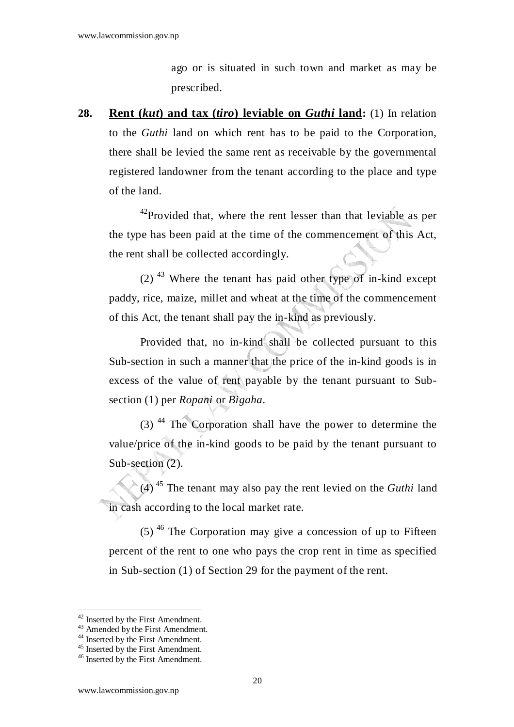ago or is situated in such town and market as may be prescribed.

**28. Rent (*kut*) and tax (*tiro*) leviable on *Guthi* land:** (1) In relation to the *Guthi* land on which rent has to be paid to the Corporation, there shall be levied the same rent as receivable by the governmental registered landowner from the tenant according to the place and type of the land.

[42]Provided that, where the rent lesser than that leviable as per the type has been paid at the time of the commencement of this Act, the rent shall be collected accordingly.

(2) [43] Where the tenant has paid other type of in-kind except paddy, rice, maize, millet and wheat at the time of the commencement of this Act, the tenant shall pay the in-kind as previously.

Provided that, no in-kind shall be collected pursuant to this Sub-section in such a manner that the price of the in-kind goods is in excess of the value of rent payable by the tenant pursuant to Sub-section (1) per *Ropani* or *Bigaha*.

(3) [44] The Corporation shall have the power to determine the value/price of the in-kind goods to be paid by the tenant pursuant to Sub-section (2).

(4) [45] The tenant may also pay the rent levied on the *Guthi* land in cash according to the local market rate.

(5) [46] The Corporation may give a concession of up to Fifteen percent of the rent to one who pays the crop rent in time as specified in Sub-section (1) of Section 29 for the payment of the rent.

---

[42] Inserted by the First Amendment.
[43] Amended by the First Amendment.
[44] Inserted by the First Amendment.
[45] Inserted by the First Amendment.
[46] Inserted by the First Amendment.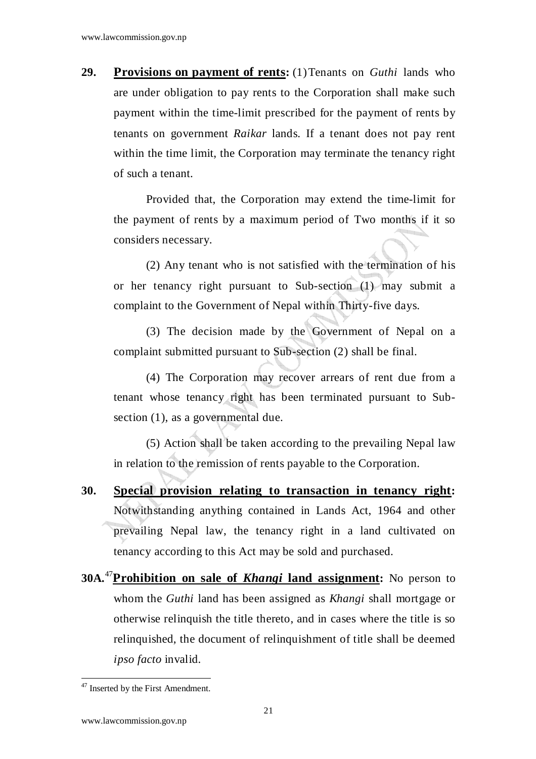**29. Provisions on payment of rents:** (1) Tenants on *Guthi* lands who are under obligation to pay rents to the Corporation shall make such payment within the time-limit prescribed for the payment of rents by tenants on government *Raikar* lands. If a tenant does not pay rent within the time limit, the Corporation may terminate the tenancy right of such a tenant.

Provided that, the Corporation may extend the time-limit for the payment of rents by a maximum period of Two months if it so considers necessary.

(2) Any tenant who is not satisfied with the termination of his or her tenancy right pursuant to Sub-section (1) may submit a complaint to the Government of Nepal within Thirty-five days.

(3) The decision made by the Government of Nepal on a complaint submitted pursuant to Sub-section (2) shall be final.

(4) The Corporation may recover arrears of rent due from a tenant whose tenancy right has been terminated pursuant to Sub-section (1), as a governmental due.

(5) Action shall be taken according to the prevailing Nepal law in relation to the remission of rents payable to the Corporation.

**30. Special provision relating to transaction in tenancy right:** Notwithstanding anything contained in Lands Act, 1964 and other prevailing Nepal law, the tenancy right in a land cultivated on tenancy according to this Act may be sold and purchased.

**30A.**[47] **Prohibition on sale of *Khangi* land assignment:** No person to whom the *Guthi* land has been assigned as *Khangi* shall mortgage or otherwise relinquish the title thereto, and in cases where the title is so relinquished, the document of relinquishment of title shall be deemed *ipso facto* invalid.

---

[47] Inserted by the First Amendment.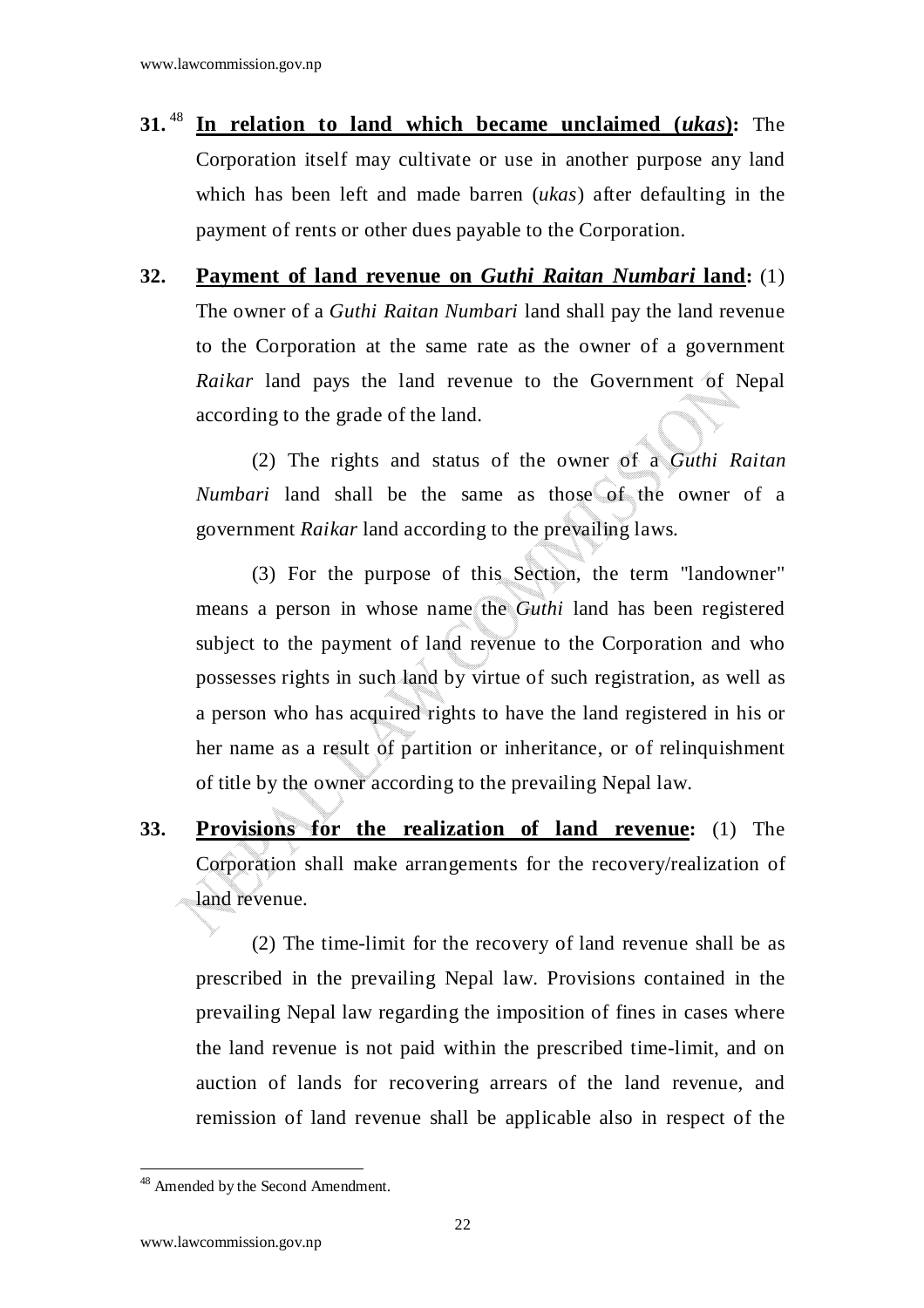**31.** [48] **In relation to land which became unclaimed (*ukas*):** The Corporation itself may cultivate or use in another purpose any land which has been left and made barren (*ukas*) after defaulting in the payment of rents or other dues payable to the Corporation.

**32. Payment of land revenue on *Guthi Raitan Numbari* land:** (1) The owner of a *Guthi Raitan Numbari* land shall pay the land revenue to the Corporation at the same rate as the owner of a government *Raikar* land pays the land revenue to the Government of Nepal according to the grade of the land.

(2) The rights and status of the owner of a *Guthi Raitan Numbari* land shall be the same as those of the owner of a government *Raikar* land according to the prevailing laws.

(3) For the purpose of this Section, the term "landowner" means a person in whose name the *Guthi* land has been registered subject to the payment of land revenue to the Corporation and who possesses rights in such land by virtue of such registration, as well as a person who has acquired rights to have the land registered in his or her name as a result of partition or inheritance, or of relinquishment of title by the owner according to the prevailing Nepal law.

**33. Provisions for the realization of land revenue:** (1) The Corporation shall make arrangements for the recovery/realization of land revenue.

(2) The time-limit for the recovery of land revenue shall be as prescribed in the prevailing Nepal law. Provisions contained in the prevailing Nepal law regarding the imposition of fines in cases where the land revenue is not paid within the prescribed time-limit, and on auction of lands for recovering arrears of the land revenue, and remission of land revenue shall be applicable also in respect of the

---

[48] Amended by the Second Amendment.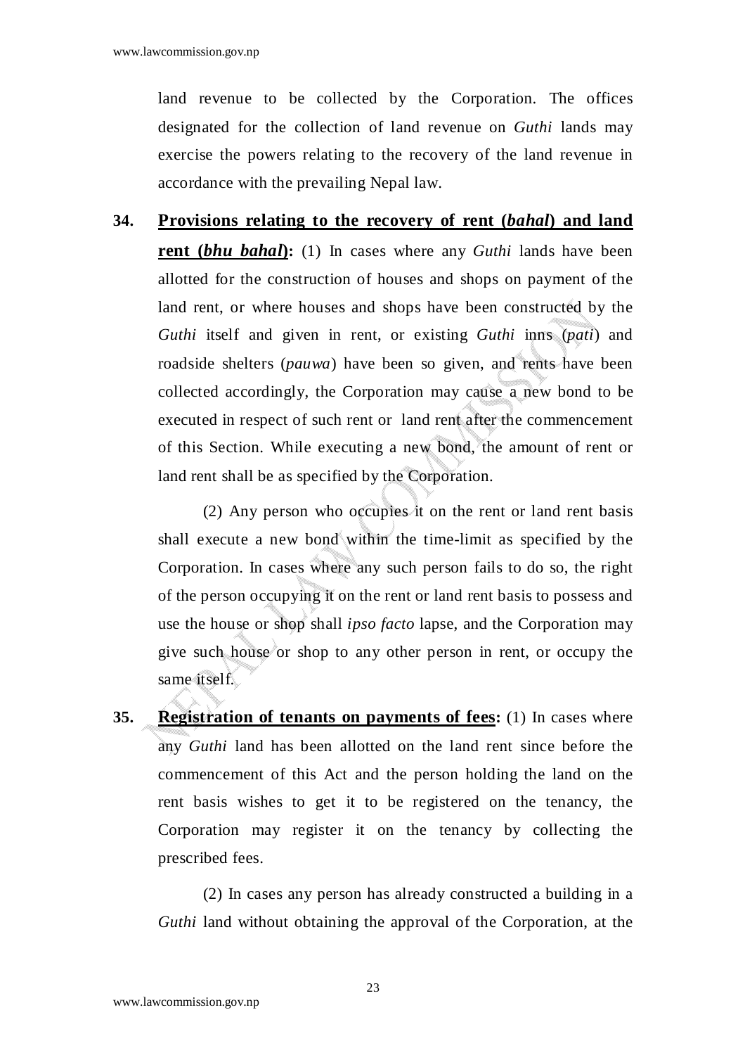land revenue to be collected by the Corporation. The offices designated for the collection of land revenue on *Guthi* lands may exercise the powers relating to the recovery of the land revenue in accordance with the prevailing Nepal law.

**34. <u>Provisions relating to the recovery of rent (*bahal*) and land rent (*bhu bahal*)</u>:** (1) In cases where any *Guthi* lands have been allotted for the construction of houses and shops on payment of the land rent, or where houses and shops have been constructed by the *Guthi* itself and given in rent, or existing *Guthi* inns (*pati*) and roadside shelters (*pauwa*) have been so given, and rents have been collected accordingly, the Corporation may cause a new bond to be executed in respect of such rent or land rent after the commencement of this Section. While executing a new bond, the amount of rent or land rent shall be as specified by the Corporation.

(2) Any person who occupies it on the rent or land rent basis shall execute a new bond within the time-limit as specified by the Corporation. In cases where any such person fails to do so, the right of the person occupying it on the rent or land rent basis to possess and use the house or shop shall *ipso facto* lapse, and the Corporation may give such house or shop to any other person in rent, or occupy the same itself.

**35. <u>Registration of tenants on payments of fees</u>:** (1) In cases where any *Guthi* land has been allotted on the land rent since before the commencement of this Act and the person holding the land on the rent basis wishes to get it to be registered on the tenancy, the Corporation may register it on the tenancy by collecting the prescribed fees.

(2) In cases any person has already constructed a building in a *Guthi* land without obtaining the approval of the Corporation, at the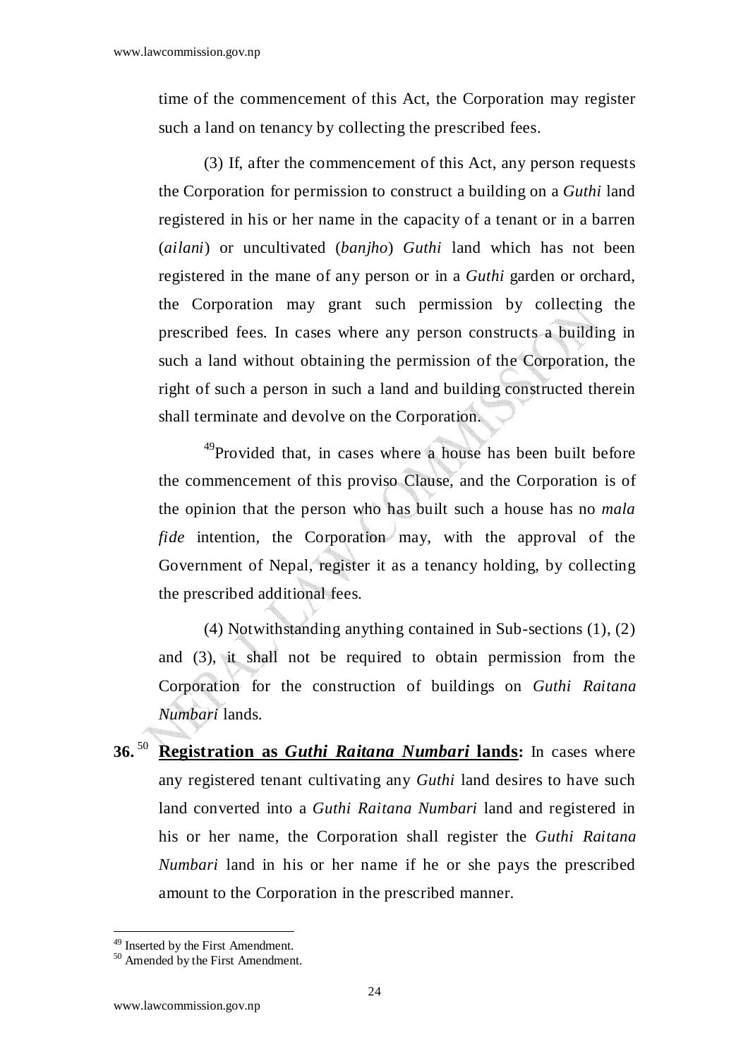time of the commencement of this Act, the Corporation may register such a land on tenancy by collecting the prescribed fees.

(3) If, after the commencement of this Act, any person requests the Corporation for permission to construct a building on a *Guthi* land registered in his or her name in the capacity of a tenant or in a barren (*ailani*) or uncultivated (*banjho*) *Guthi* land which has not been registered in the mane of any person or in a *Guthi* garden or orchard, the Corporation may grant such permission by collecting the prescribed fees. In cases where any person constructs a building in such a land without obtaining the permission of the Corporation, the right of such a person in such a land and building constructed therein shall terminate and devolve on the Corporation.

[49]Provided that, in cases where a house has been built before the commencement of this proviso Clause, and the Corporation is of the opinion that the person who has built such a house has no *mala fide* intention, the Corporation may, with the approval of the Government of Nepal, register it as a tenancy holding, by collecting the prescribed additional fees.

(4) Notwithstanding anything contained in Sub-sections (1), (2) and (3), it shall not be required to obtain permission from the Corporation for the construction of buildings on *Guthi Raitana Numbari* lands.

**36.** [50] **Registration as *Guthi Raitana Numbari* lands:** In cases where any registered tenant cultivating any *Guthi* land desires to have such land converted into a *Guthi Raitana Numbari* land and registered in his or her name, the Corporation shall register the *Guthi Raitana Numbari* land in his or her name if he or she pays the prescribed amount to the Corporation in the prescribed manner.

---

[49] Inserted by the First Amendment.

[50] Amended by the First Amendment.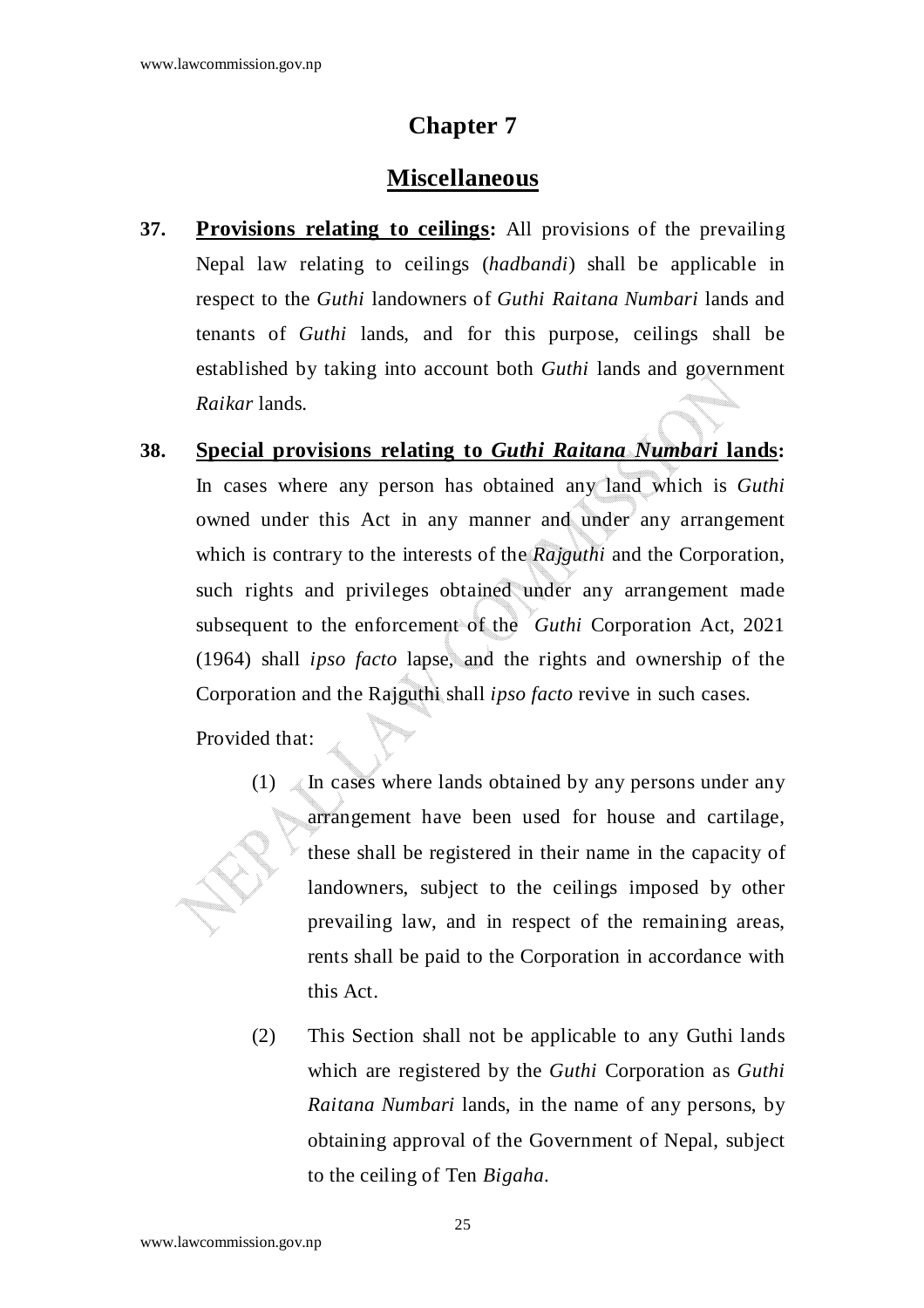# Chapter 7

## Miscellaneous

**37. Provisions relating to ceilings:** All provisions of the prevailing Nepal law relating to ceilings (*hadbandi*) shall be applicable in respect to the *Guthi* landowners of *Guthi Raitana Numbari* lands and tenants of *Guthi* lands, and for this purpose, ceilings shall be established by taking into account both *Guthi* lands and government *Raikar* lands.

**38. Special provisions relating to *Guthi Raitana Numbari* lands:** In cases where any person has obtained any land which is *Guthi* owned under this Act in any manner and under any arrangement which is contrary to the interests of the *Rajguthi* and the Corporation, such rights and privileges obtained under any arrangement made subsequent to the enforcement of the *Guthi* Corporation Act, 2021 (1964) shall *ipso facto* lapse, and the rights and ownership of the Corporation and the Rajguthi shall *ipso facto* revive in such cases.

Provided that:

(1) In cases where lands obtained by any persons under any arrangement have been used for house and cartilage, these shall be registered in their name in the capacity of landowners, subject to the ceilings imposed by other prevailing law, and in respect of the remaining areas, rents shall be paid to the Corporation in accordance with this Act.

(2) This Section shall not be applicable to any Guthi lands which are registered by the *Guthi* Corporation as *Guthi Raitana Numbari* lands, in the name of any persons, by obtaining approval of the Government of Nepal, subject to the ceiling of Ten *Bigaha*.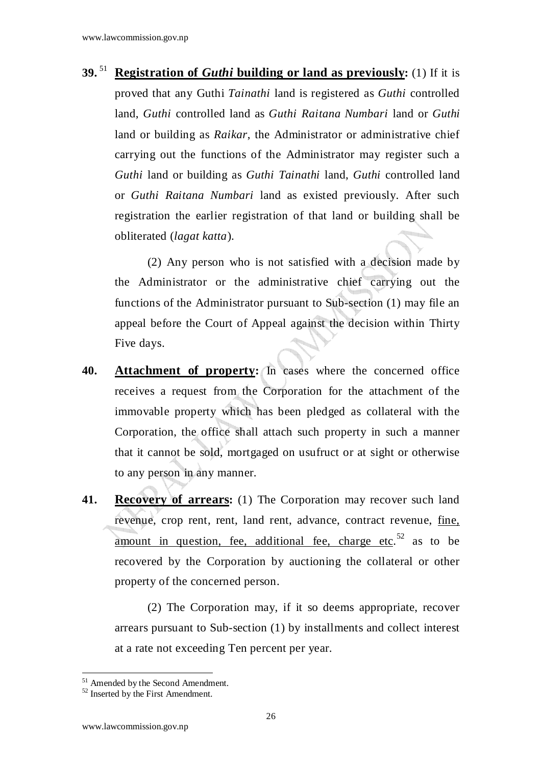**39.**[51] **Registration of *Guthi* building or land as previously:** (1) If it is proved that any Guthi *Tainathi* land is registered as *Guthi* controlled land, *Guthi* controlled land as *Guthi Raitana Numbari* land or *Guthi* land or building as *Raikar*, the Administrator or administrative chief carrying out the functions of the Administrator may register such a *Guthi* land or building as *Guthi Tainathi* land, *Guthi* controlled land or *Guthi Raitana Numbari* land as existed previously. After such registration the earlier registration of that land or building shall be obliterated (*lagat katta*).

(2) Any person who is not satisfied with a decision made by the Administrator or the administrative chief carrying out the functions of the Administrator pursuant to Sub-section (1) may file an appeal before the Court of Appeal against the decision within Thirty Five days.

**40. Attachment of property:** In cases where the concerned office receives a request from the Corporation for the attachment of the immovable property which has been pledged as collateral with the Corporation, the office shall attach such property in such a manner that it cannot be sold, mortgaged on usufruct or at sight or otherwise to any person in any manner.

**41. Recovery of arrears:** (1) The Corporation may recover such land revenue, crop rent, rent, land rent, advance, contract revenue, fine, amount in question, fee, additional fee, charge etc.[52] as to be recovered by the Corporation by auctioning the collateral or other property of the concerned person.

(2) The Corporation may, if it so deems appropriate, recover arrears pursuant to Sub-section (1) by installments and collect interest at a rate not exceeding Ten percent per year.

---

[51] Amended by the Second Amendment.
[52] Inserted by the First Amendment.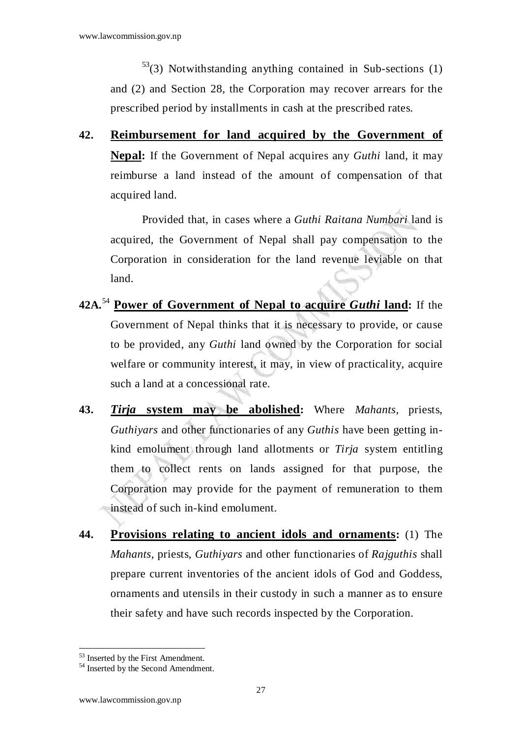[53](3) Notwithstanding anything contained in Sub-sections (1) and (2) and Section 28, the Corporation may recover arrears for the prescribed period by installments in cash at the prescribed rates.

**42. Reimbursement for land acquired by the Government of Nepal:** If the Government of Nepal acquires any *Guthi* land, it may reimburse a land instead of the amount of compensation of that acquired land.

Provided that, in cases where a *Guthi Raitana Numbari* land is acquired, the Government of Nepal shall pay compensation to the Corporation in consideration for the land revenue leviable on that land.

**42A.[54] Power of Government of Nepal to acquire *Guthi* land:** If the Government of Nepal thinks that it is necessary to provide, or cause to be provided, any *Guthi* land owned by the Corporation for social welfare or community interest, it may, in view of practicality, acquire such a land at a concessional rate.

**43. *Tirja* system may be abolished:** Where *Mahants*, priests, *Guthiyars* and other functionaries of any *Guthis* have been getting in-kind emolument through land allotments or *Tirja* system entitling them to collect rents on lands assigned for that purpose, the Corporation may provide for the payment of remuneration to them instead of such in-kind emolument.

**44. Provisions relating to ancient idols and ornaments:** (1) The *Mahants*, priests, *Guthiyars* and other functionaries of *Rajguthis* shall prepare current inventories of the ancient idols of God and Goddess, ornaments and utensils in their custody in such a manner as to ensure their safety and have such records inspected by the Corporation.

---

[53] Inserted by the First Amendment.

[54] Inserted by the Second Amendment.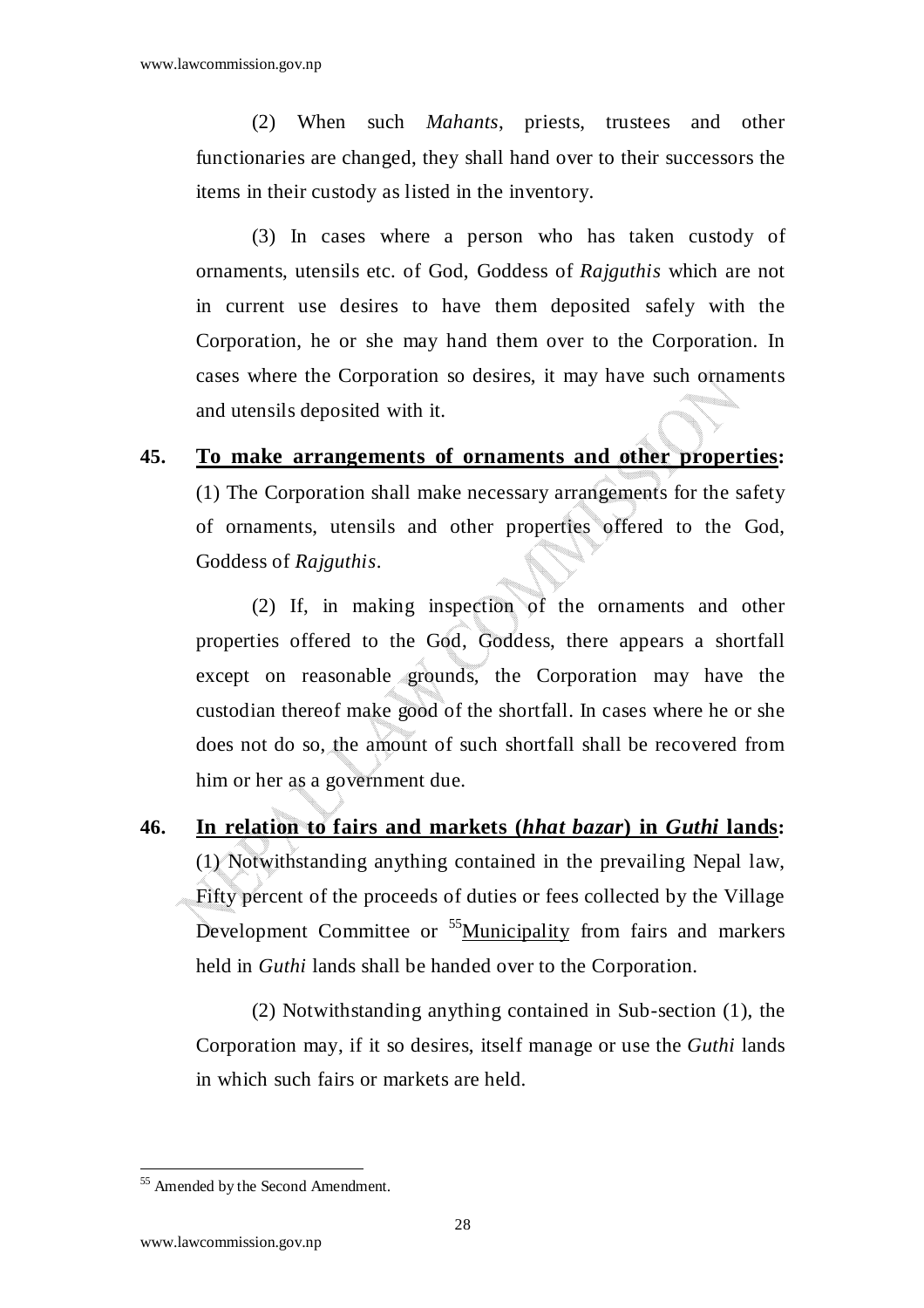(2) When such *Mahants*, priests, trustees and other functionaries are changed, they shall hand over to their successors the items in their custody as listed in the inventory.

(3) In cases where a person who has taken custody of ornaments, utensils etc. of God, Goddess of *Rajguthis* which are not in current use desires to have them deposited safely with the Corporation, he or she may hand them over to the Corporation. In cases where the Corporation so desires, it may have such ornaments and utensils deposited with it.

**45. <u>To make arrangements of ornaments and other properties</u>:** (1) The Corporation shall make necessary arrangements for the safety of ornaments, utensils and other properties offered to the God, Goddess of *Rajguthis*.

(2) If, in making inspection of the ornaments and other properties offered to the God, Goddess, there appears a shortfall except on reasonable grounds, the Corporation may have the custodian thereof make good of the shortfall. In cases where he or she does not do so, the amount of such shortfall shall be recovered from him or her as a government due.

**46. <u>In relation to fairs and markets (*hhat bazar*) in *Guthi* lands</u>:** (1) Notwithstanding anything contained in the prevailing Nepal law, Fifty percent of the proceeds of duties or fees collected by the Village Development Committee or [55]<u>Municipality</u> from fairs and markers held in *Guthi* lands shall be handed over to the Corporation.

(2) Notwithstanding anything contained in Sub-section (1), the Corporation may, if it so desires, itself manage or use the *Guthi* lands in which such fairs or markets are held.

---

[55] Amended by the Second Amendment.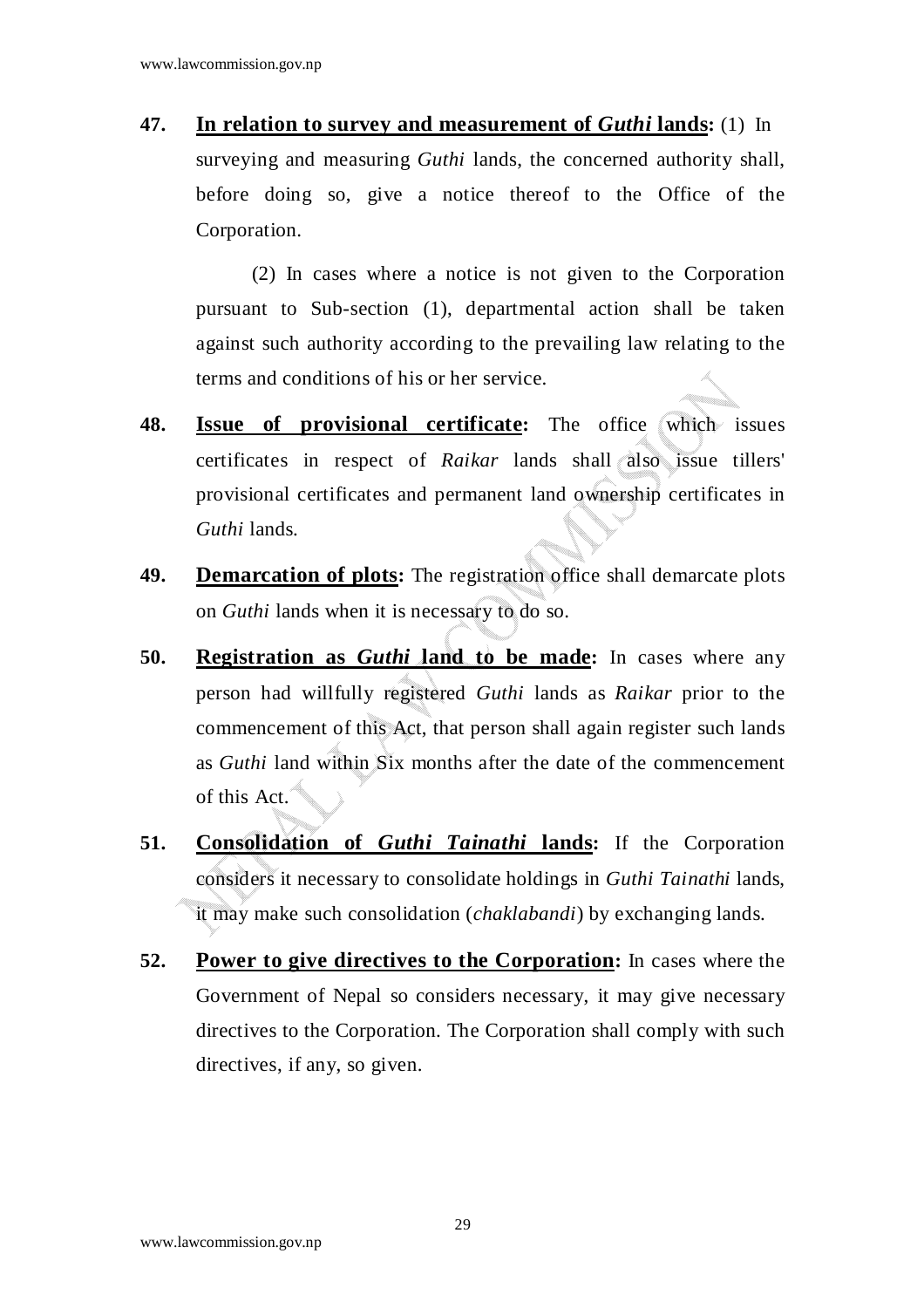**47.** **<u>In relation to survey and measurement of *Guthi* lands</u>:** (1) In surveying and measuring *Guthi* lands, the concerned authority shall, before doing so, give a notice thereof to the Office of the Corporation.

(2) In cases where a notice is not given to the Corporation pursuant to Sub-section (1), departmental action shall be taken against such authority according to the prevailing law relating to the terms and conditions of his or her service.

**48.** **<u>Issue of provisional certificate</u>:** The office which issues certificates in respect of *Raikar* lands shall also issue tillers' provisional certificates and permanent land ownership certificates in *Guthi* lands.

**49.** **<u>Demarcation of plots</u>:** The registration office shall demarcate plots on *Guthi* lands when it is necessary to do so.

**50.** **<u>Registration as *Guthi* land to be made</u>:** In cases where any person had willfully registered *Guthi* lands as *Raikar* prior to the commencement of this Act, that person shall again register such lands as *Guthi* land within Six months after the date of the commencement of this Act.

**51.** **<u>Consolidation of *Guthi Tainathi* lands</u>:** If the Corporation considers it necessary to consolidate holdings in *Guthi Tainathi* lands, it may make such consolidation (*chaklabandi*) by exchanging lands.

**52.** **<u>Power to give directives to the Corporation</u>:** In cases where the Government of Nepal so considers necessary, it may give necessary directives to the Corporation. The Corporation shall comply with such directives, if any, so given.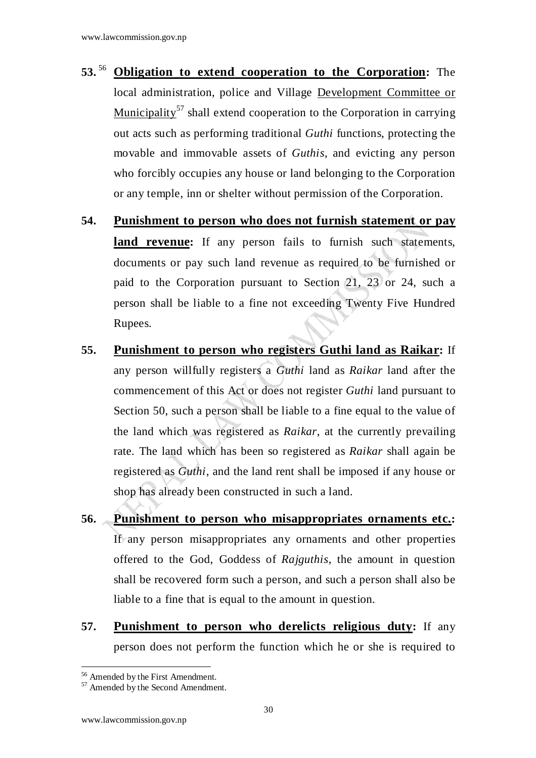**53.**[56] **Obligation to extend cooperation to the Corporation:** The local administration, police and Village Development Committee or Municipality[57] shall extend cooperation to the Corporation in carrying out acts such as performing traditional *Guthi* functions, protecting the movable and immovable assets of *Guthis*, and evicting any person who forcibly occupies any house or land belonging to the Corporation or any temple, inn or shelter without permission of the Corporation.

**54. Punishment to person who does not furnish statement or pay land revenue:** If any person fails to furnish such statements, documents or pay such land revenue as required to be furnished or paid to the Corporation pursuant to Section 21, 23 or 24, such a person shall be liable to a fine not exceeding Twenty Five Hundred Rupees.

**55. Punishment to person who registers Guthi land as Raikar:** If any person willfully registers a *Guthi* land as *Raikar* land after the commencement of this Act or does not register *Guthi* land pursuant to Section 50, such a person shall be liable to a fine equal to the value of the land which was registered as *Raikar*, at the currently prevailing rate. The land which has been so registered as *Raikar* shall again be registered as *Guthi*, and the land rent shall be imposed if any house or shop has already been constructed in such a land.

**56. Punishment to person who misappropriates ornaments etc.:** If any person misappropriates any ornaments and other properties offered to the God, Goddess of *Rajguthis*, the amount in question shall be recovered form such a person, and such a person shall also be liable to a fine that is equal to the amount in question.

**57. Punishment to person who derelicts religious duty:** If any person does not perform the function which he or she is required to

---

[56] Amended by the First Amendment.

[57] Amended by the Second Amendment.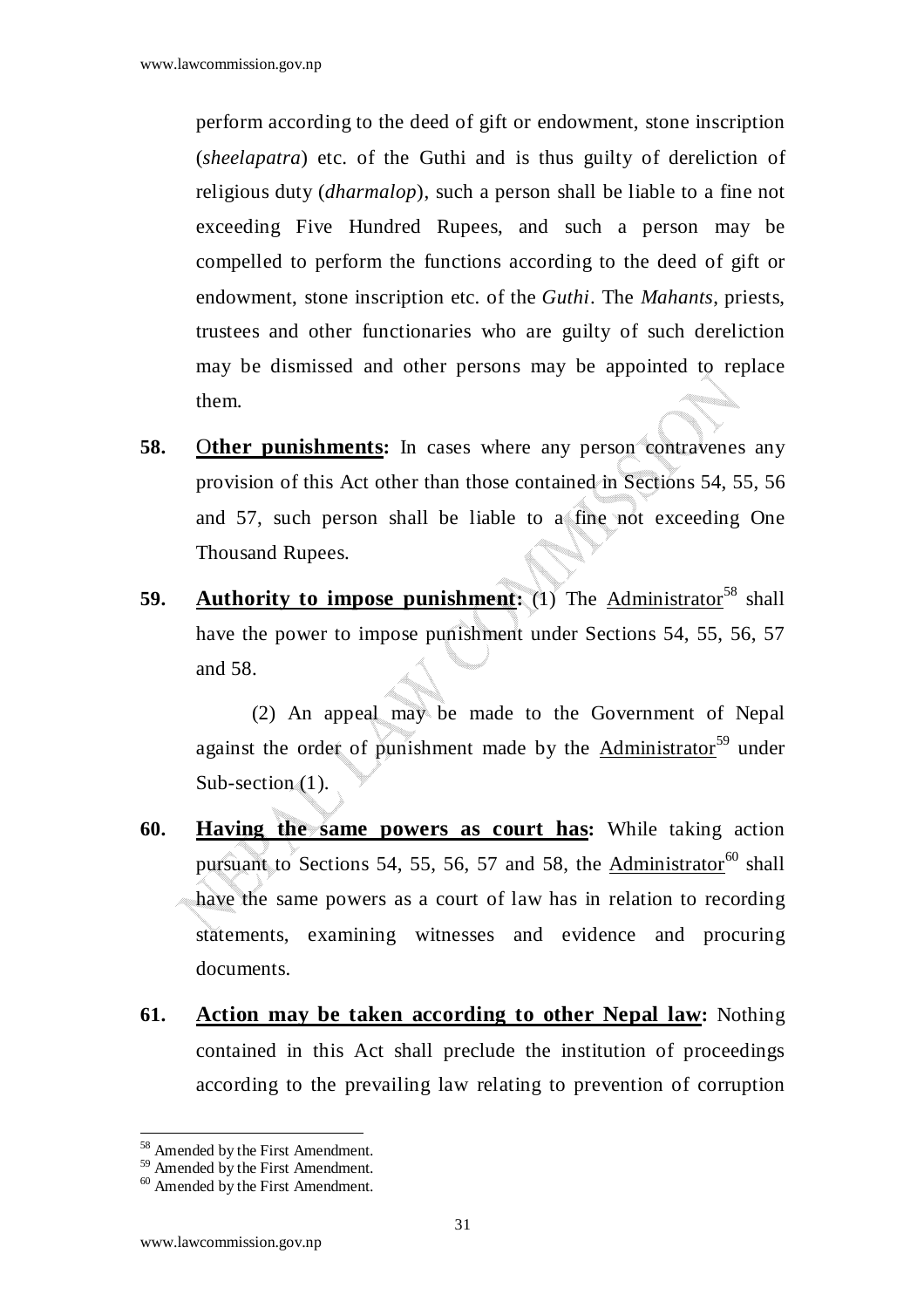perform according to the deed of gift or endowment, stone inscription (*sheelapatra*) etc. of the Guthi and is thus guilty of dereliction of religious duty (*dharmalop*), such a person shall be liable to a fine not exceeding Five Hundred Rupees, and such a person may be compelled to perform the functions according to the deed of gift or endowment, stone inscription etc. of the *Guthi*. The *Mahants*, priests, trustees and other functionaries who are guilty of such dereliction may be dismissed and other persons may be appointed to replace them.

**58. Other punishments:** In cases where any person contravenes any provision of this Act other than those contained in Sections 54, 55, 56 and 57, such person shall be liable to a fine not exceeding One Thousand Rupees.

**59. Authority to impose punishment:** (1) The Administrator[58] shall have the power to impose punishment under Sections 54, 55, 56, 57 and 58.

(2) An appeal may be made to the Government of Nepal against the order of punishment made by the Administrator[59] under Sub-section (1).

**60. Having the same powers as court has:** While taking action pursuant to Sections 54, 55, 56, 57 and 58, the Administrator[60] shall have the same powers as a court of law has in relation to recording statements, examining witnesses and evidence and procuring documents.

**61. Action may be taken according to other Nepal law:** Nothing contained in this Act shall preclude the institution of proceedings according to the prevailing law relating to prevention of corruption

---

[58] Amended by the First Amendment.
[59] Amended by the First Amendment.
[60] Amended by the First Amendment.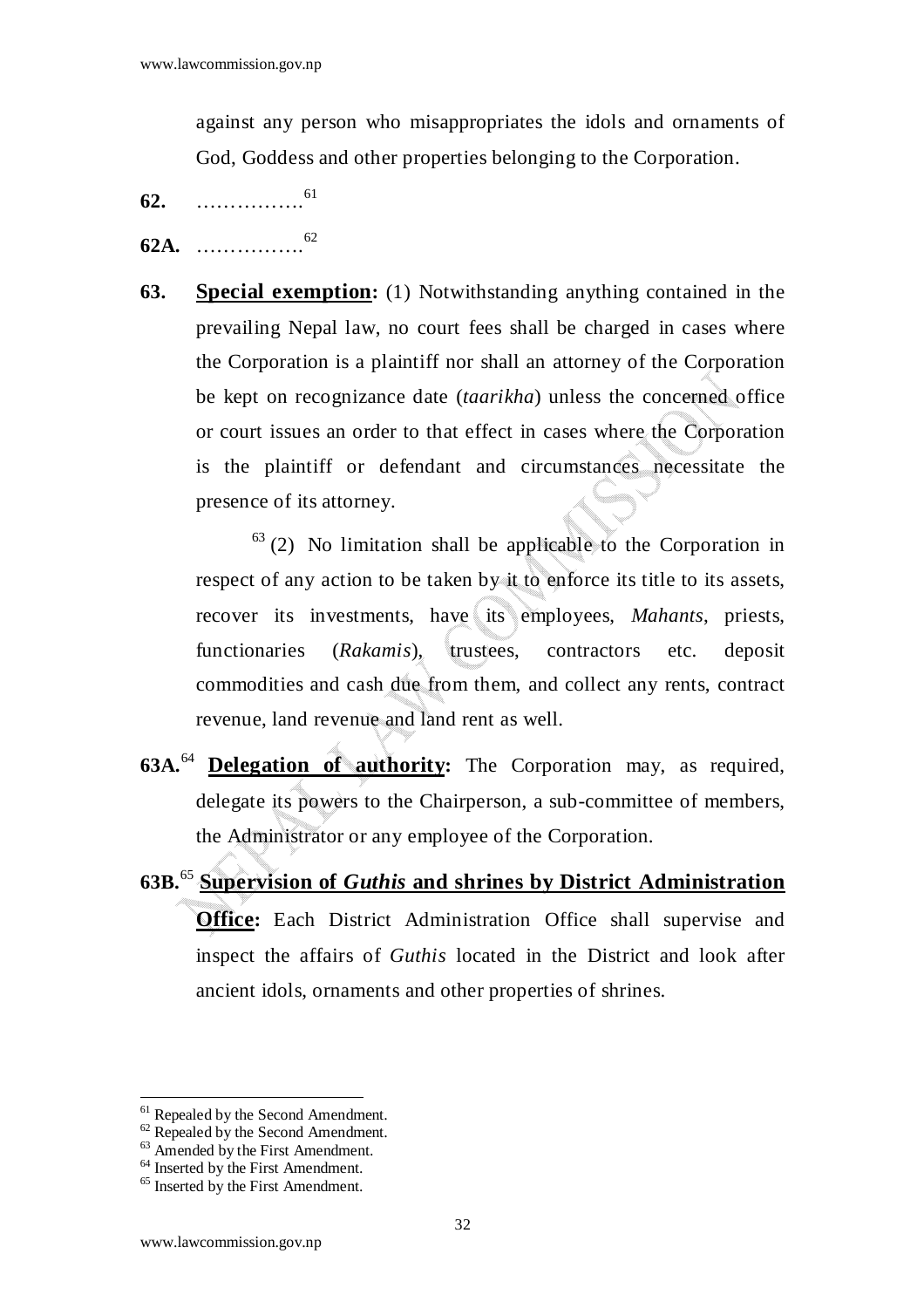against any person who misappropriates the idols and ornaments of God, Goddess and other properties belonging to the Corporation.

**62.** …………….[61]

**62A.** …………….[62]

**63.** **Special exemption:** (1) Notwithstanding anything contained in the prevailing Nepal law, no court fees shall be charged in cases where the Corporation is a plaintiff nor shall an attorney of the Corporation be kept on recognizance date (*taarikha*) unless the concerned office or court issues an order to that effect in cases where the Corporation is the plaintiff or defendant and circumstances necessitate the presence of its attorney.

[63] (2) No limitation shall be applicable to the Corporation in respect of any action to be taken by it to enforce its title to its assets, recover its investments, have its employees, *Mahants*, priests, functionaries (*Rakamis*), trustees, contractors etc. deposit commodities and cash due from them, and collect any rents, contract revenue, land revenue and land rent as well.

**63A.**[64] **Delegation of authority:** The Corporation may, as required, delegate its powers to the Chairperson, a sub-committee of members, the Administrator or any employee of the Corporation.

**63B.**[65] **Supervision of *Guthis* and shrines by District Administration Office:** Each District Administration Office shall supervise and inspect the affairs of *Guthis* located in the District and look after ancient idols, ornaments and other properties of shrines.

---

[61] Repealed by the Second Amendment.
[62] Repealed by the Second Amendment.
[63] Amended by the First Amendment.
[64] Inserted by the First Amendment.
[65] Inserted by the First Amendment.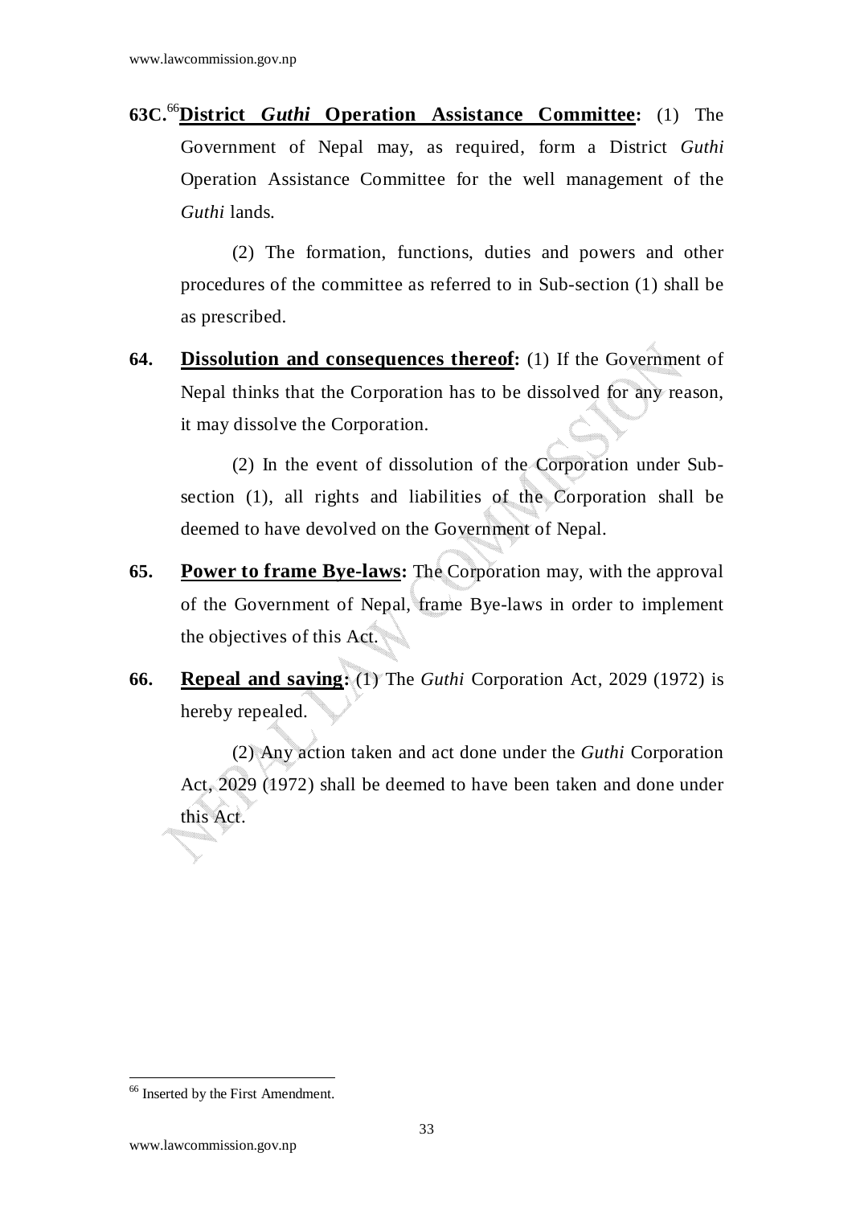**63C.**[66]**District *Guthi* Operation Assistance Committee:** (1) The Government of Nepal may, as required, form a District *Guthi* Operation Assistance Committee for the well management of the *Guthi* lands.

(2) The formation, functions, duties and powers and other procedures of the committee as referred to in Sub-section (1) shall be as prescribed.

**64. Dissolution and consequences thereof:** (1) If the Government of Nepal thinks that the Corporation has to be dissolved for any reason, it may dissolve the Corporation.

(2) In the event of dissolution of the Corporation under Sub-section (1), all rights and liabilities of the Corporation shall be deemed to have devolved on the Government of Nepal.

**65. Power to frame Bye-laws:** The Corporation may, with the approval of the Government of Nepal, frame Bye-laws in order to implement the objectives of this Act.

**66. Repeal and saving:** (1) The *Guthi* Corporation Act, 2029 (1972) is hereby repealed.

(2) Any action taken and act done under the *Guthi* Corporation Act, 2029 (1972) shall be deemed to have been taken and done under this Act.

---

[66] Inserted by the First Amendment.